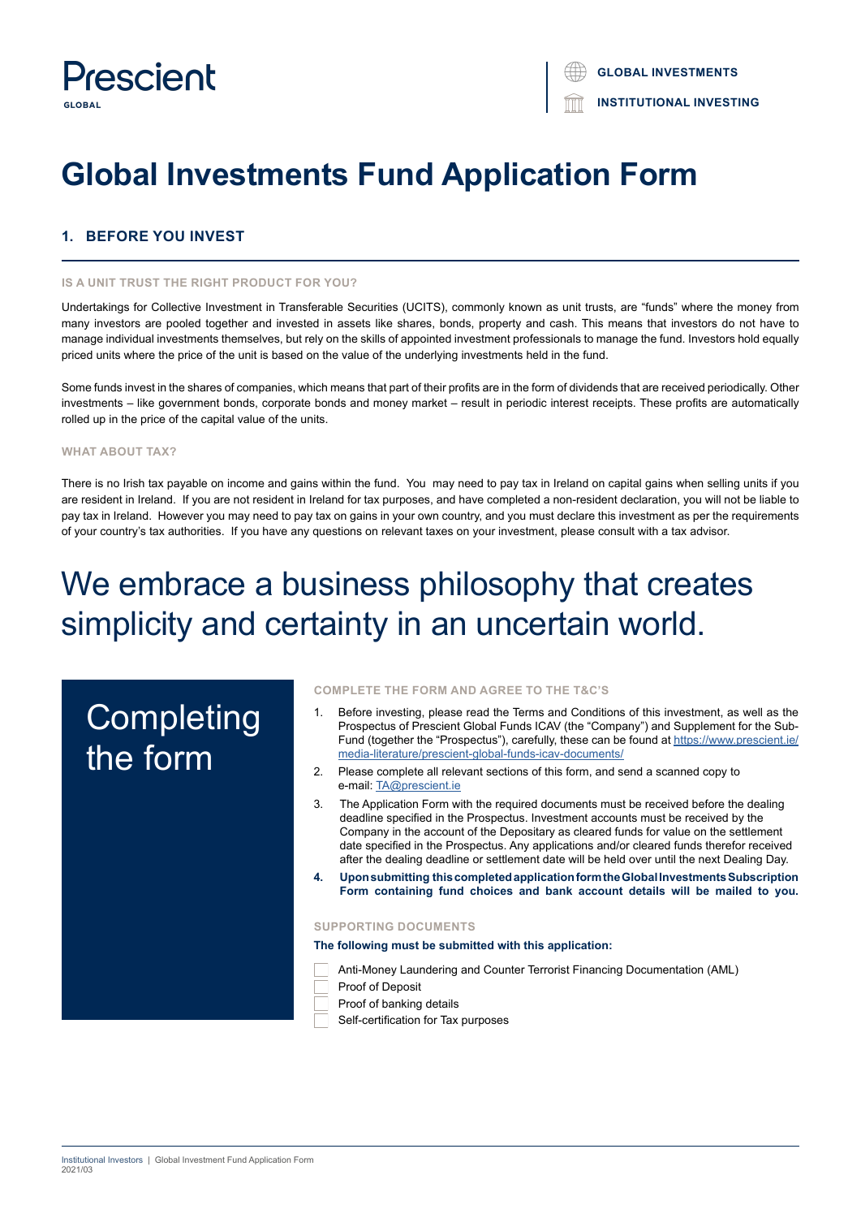Prescient
GLOBAL

GLOBAL INVESTMENTS

INSTITUTIONAL INVESTING

# Global Investments Fund Application Form

## 1. BEFORE YOU INVEST

### IS A UNIT TRUST THE RIGHT PRODUCT FOR YOU?

Undertakings for Collective Investment in Transferable Securities (UCITS), commonly known as unit trusts, are "funds" where the money from many investors are pooled together and invested in assets like shares, bonds, property and cash. This means that investors do not have to manage individual investments themselves, but rely on the skills of appointed investment professionals to manage the fund. Investors hold equally priced units where the price of the unit is based on the value of the underlying investments held in the fund.

Some funds invest in the shares of companies, which means that part of their profits are in the form of dividends that are received periodically. Other investments – like government bonds, corporate bonds and money market – result in periodic interest receipts. These profits are automatically rolled up in the price of the capital value of the units.

### WHAT ABOUT TAX?

There is no Irish tax payable on income and gains within the fund. You may need to pay tax in Ireland on capital gains when selling units if you are resident in Ireland. If you are not resident in Ireland for tax purposes, and have completed a non-resident declaration, you will not be liable to pay tax in Ireland. However you may need to pay tax on gains in your own country, and you must declare this investment as per the requirements of your country's tax authorities. If you have any questions on relevant taxes on your investment, please consult with a tax advisor.

We embrace a business philosophy that creates simplicity and certainty in an uncertain world.

## Completing the form

### COMPLETE THE FORM AND AGREE TO THE T&C'S

1. Before investing, please read the Terms and Conditions of this investment, as well as the Prospectus of Prescient Global Funds ICAV (the "Company") and Supplement for the Sub-Fund (together the "Prospectus"), carefully, these can be found at https://www.prescient.ie/media-literature/prescient-global-funds-icav-documents/
2. Please complete all relevant sections of this form, and send a scanned copy to e-mail: TA@prescient.ie
3. The Application Form with the required documents must be received before the dealing deadline specified in the Prospectus. Investment accounts must be received by the Company in the account of the Depositary as cleared funds for value on the settlement date specified in the Prospectus. Any applications and/or cleared funds therefor received after the dealing deadline or settlement date will be held over until the next Dealing Day.
4. **Upon submitting this completed application form the Global Investments Subscription Form containing fund choices and bank account details will be mailed to you.**

### SUPPORTING DOCUMENTS

**The following must be submitted with this application:**

- ☐ Anti-Money Laundering and Counter Terrorist Financing Documentation (AML)
- ☐ Proof of Deposit
- ☐ Proof of banking details
- ☐ Self-certification for Tax purposes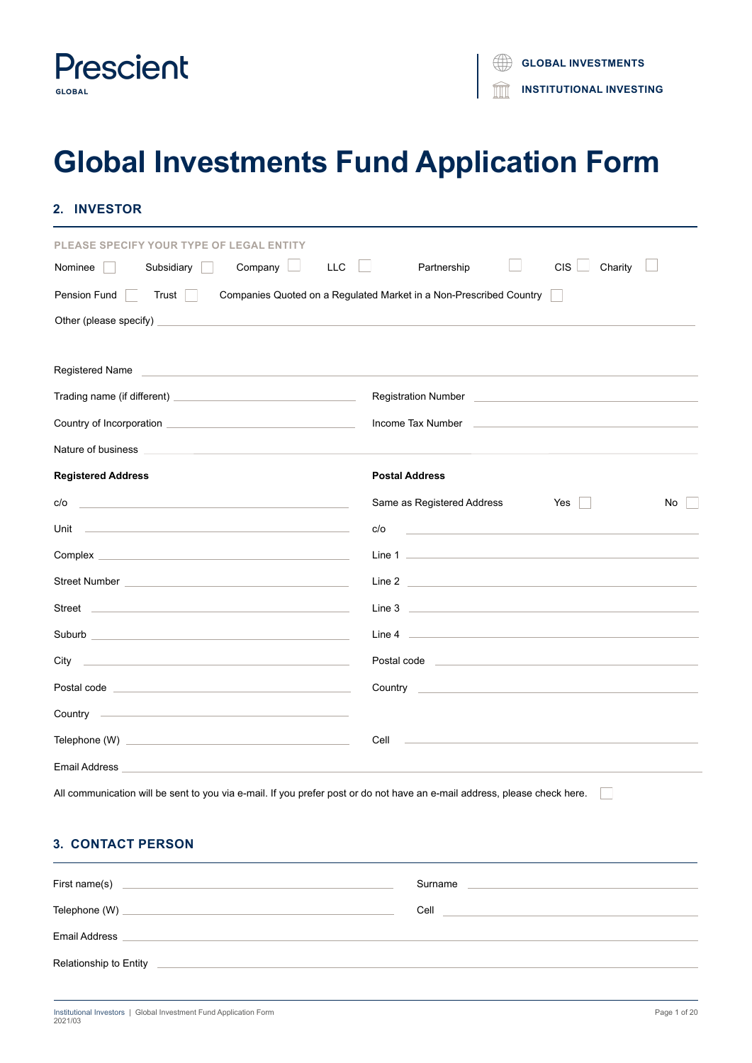Prescient GLOBAL

GLOBAL INVESTMENTS
INSTITUTIONAL INVESTING

# Global Investments Fund Application Form

## 2. INVESTOR

PLEASE SPECIFY YOUR TYPE OF LEGAL ENTITY

Nominee ☐ Subsidiary ☐ Company ☐ LLC ☐ Partnership ☐ CIS ☐ Charity ☐

Pension Fund ☐ Trust ☐ Companies Quoted on a Regulated Market in a Non-Prescribed Country ☐

Other (please specify) ______________________________

Registered Name ______________________________

Trading name (if different) ______________________________

Registration Number ______________________________

Country of Incorporation ______________________________

Income Tax Number ______________________________

Nature of business ______________________________

**Registered Address**

c/o ______________________________

Unit ______________________________

Complex ______________________________

Street Number ______________________________

Street ______________________________

Suburb ______________________________

City ______________________________

Postal code ______________________________

Country ______________________________

Telephone (W) ______________________________

**Postal Address**

Same as Registered Address Yes ☐ No ☐

c/o ______________________________

Line 1 ______________________________

Line 2 ______________________________

Line 3 ______________________________

Line 4 ______________________________

Postal code ______________________________

Country ______________________________

Cell ______________________________

Email Address ______________________________

All communication will be sent to you via e-mail. If you prefer post or do not have an e-mail address, please check here. ☐

## 3. CONTACT PERSON

First name(s) ______________________________

Surname ______________________________

Telephone (W) ______________________________

Cell ______________________________

Email Address ______________________________

Relationship to Entity ______________________________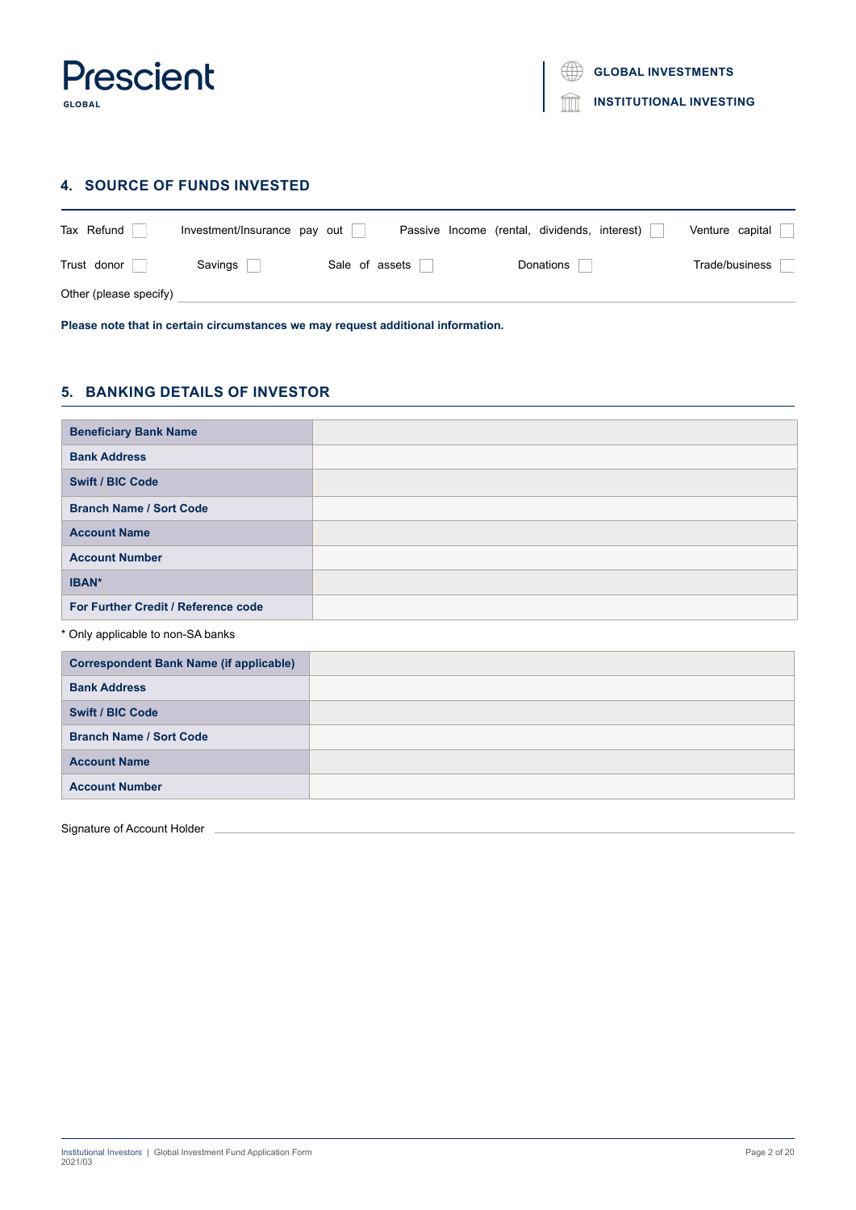## 4. SOURCE OF FUNDS INVESTED

Tax Refund ☐ Investment/Insurance pay out ☐ Passive Income (rental, dividends, interest) ☐ Venture capital ☐

Trust donor ☐ Savings ☐ Sale of assets ☐ Donations ☐ Trade/business ☐

Other (please specify) \_\_\_\_\_\_\_\_\_\_\_\_\_\_\_\_\_\_\_\_\_\_\_\_\_\_\_\_\_\_

**Please note that in certain circumstances we may request additional information.**

## 5. BANKING DETAILS OF INVESTOR

| | |
|---|---|
| **Beneficiary Bank Name** | |
| **Bank Address** | |
| **Swift / BIC Code** | |
| **Branch Name / Sort Code** | |
| **Account Name** | |
| **Account Number** | |
| **IBAN*** | |
| **For Further Credit / Reference code** | |

* Only applicable to non-SA banks

| | |
|---|---|
| **Correspondent Bank Name (if applicable)** | |
| **Bank Address** | |
| **Swift / BIC Code** | |
| **Branch Name / Sort Code** | |
| **Account Name** | |
| **Account Number** | |

Signature of Account Holder \_\_\_\_\_\_\_\_\_\_\_\_\_\_\_\_\_\_\_\_\_\_\_\_\_\_\_\_\_\_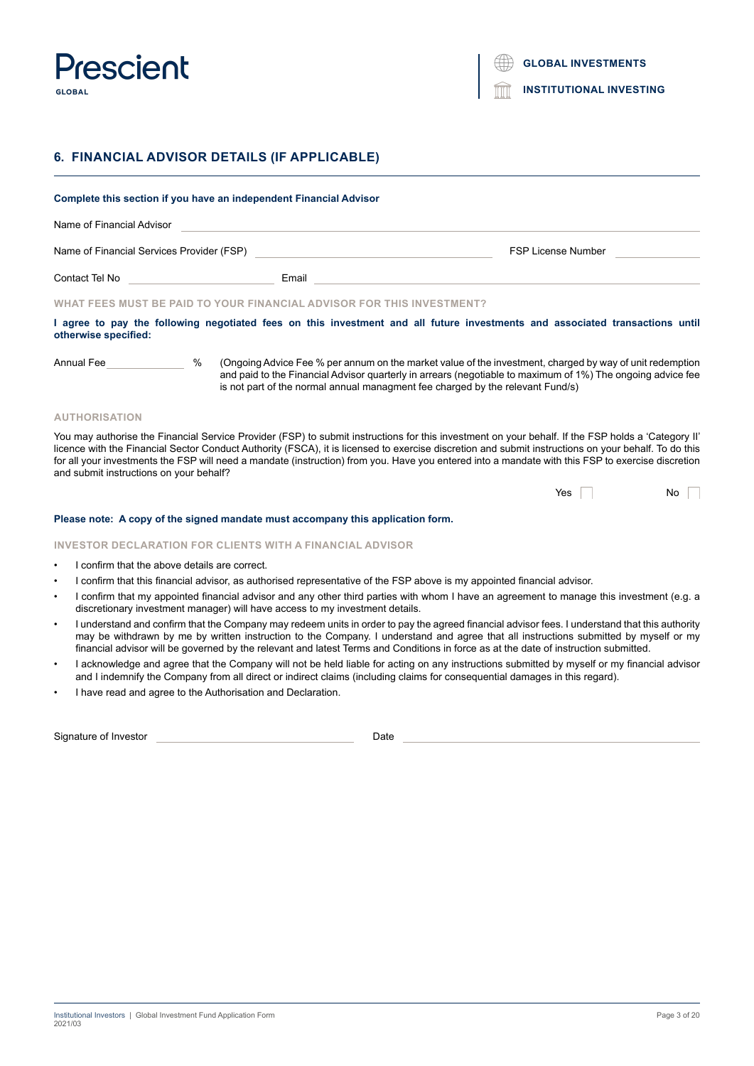## 6. FINANCIAL ADVISOR DETAILS (IF APPLICABLE)

**Complete this section if you have an independent Financial Advisor**

Name of Financial Advisor ____________________

Name of Financial Services Provider (FSP) ____________________ FSP License Number ____________

Contact Tel No ____________ Email ____________________

### WHAT FEES MUST BE PAID TO YOUR FINANCIAL ADVISOR FOR THIS INVESTMENT?

**I agree to pay the following negotiated fees on this investment and all future investments and associated transactions until otherwise specified:**

Annual Fee ____________ % (Ongoing Advice Fee % per annum on the market value of the investment, charged by way of unit redemption and paid to the Financial Advisor quarterly in arrears (negotiable to maximum of 1%) The ongoing advice fee is not part of the normal annual managment fee charged by the relevant Fund/s)

### AUTHORISATION

You may authorise the Financial Service Provider (FSP) to submit instructions for this investment on your behalf. If the FSP holds a 'Category II' licence with the Financial Sector Conduct Authority (FSCA), it is licensed to exercise discretion and submit instructions on your behalf. To do this for all your investments the FSP will need a mandate (instruction) from you. Have you entered into a mandate with this FSP to exercise discretion and submit instructions on your behalf?

Yes ☐ No ☐

**Please note: A copy of the signed mandate must accompany this application form.**

### INVESTOR DECLARATION FOR CLIENTS WITH A FINANCIAL ADVISOR

- I confirm that the above details are correct.
- I confirm that this financial advisor, as authorised representative of the FSP above is my appointed financial advisor.
- I confirm that my appointed financial advisor and any other third parties with whom I have an agreement to manage this investment (e.g. a discretionary investment manager) will have access to my investment details.
- I understand and confirm that the Company may redeem units in order to pay the agreed financial advisor fees. I understand that this authority may be withdrawn by me by written instruction to the Company. I understand and agree that all instructions submitted by myself or my financial advisor will be governed by the relevant and latest Terms and Conditions in force as at the date of instruction submitted.
- I acknowledge and agree that the Company will not be held liable for acting on any instructions submitted by myself or my financial advisor and I indemnify the Company from all direct or indirect claims (including claims for consequential damages in this regard).
- I have read and agree to the Authorisation and Declaration.

Signature of Investor ____________________ Date ____________________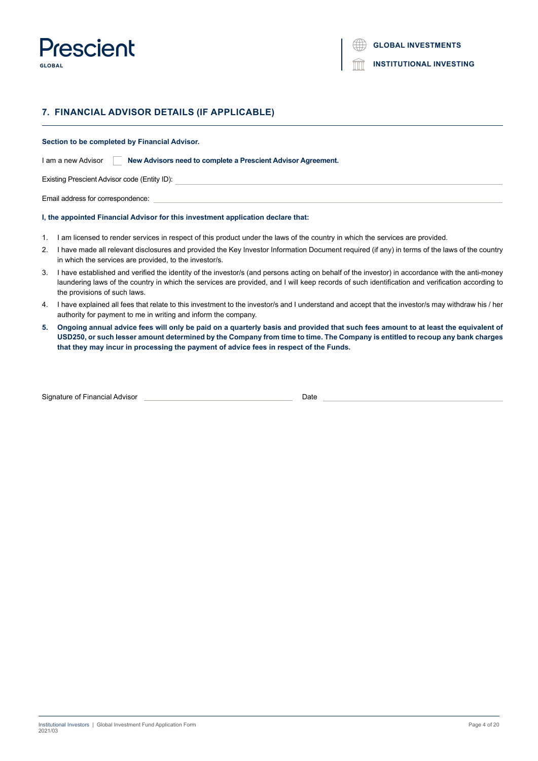## 7. FINANCIAL ADVISOR DETAILS (IF APPLICABLE)

**Section to be completed by Financial Advisor.**

I am a new Advisor ☐ **New Advisors need to complete a Prescient Advisor Agreement.**

Existing Prescient Advisor code (Entity ID): ____________________

Email address for correspondence: ____________________

**I, the appointed Financial Advisor for this investment application declare that:**

1. I am licensed to render services in respect of this product under the laws of the country in which the services are provided.
2. I have made all relevant disclosures and provided the Key Investor Information Document required (if any) in terms of the laws of the country in which the services are provided, to the investor/s.
3. I have established and verified the identity of the investor/s (and persons acting on behalf of the investor) in accordance with the anti-money laundering laws of the country in which the services are provided, and I will keep records of such identification and verification according to the provisions of such laws.
4. I have explained all fees that relate to this investment to the investor/s and I understand and accept that the investor/s may withdraw his / her authority for payment to me in writing and inform the company.
5. **Ongoing annual advice fees will only be paid on a quarterly basis and provided that such fees amount to at least the equivalent of USD250, or such lesser amount determined by the Company from time to time. The Company is entitled to recoup any bank charges that they may incur in processing the payment of advice fees in respect of the Funds.**

Signature of Financial Advisor ____________________ Date ____________________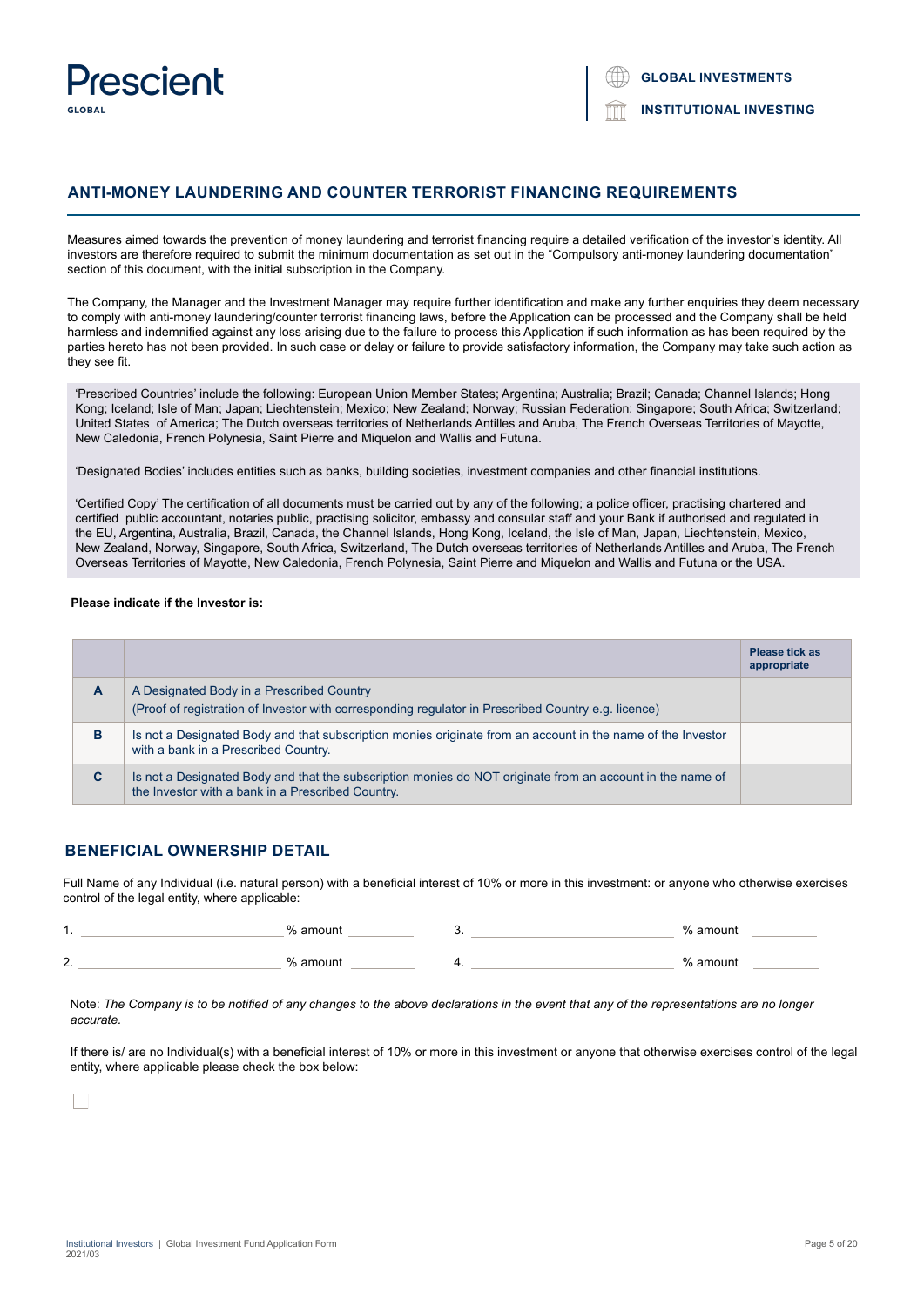## ANTI-MONEY LAUNDERING AND COUNTER TERRORIST FINANCING REQUIREMENTS

Measures aimed towards the prevention of money laundering and terrorist financing require a detailed verification of the investor's identity. All investors are therefore required to submit the minimum documentation as set out in the "Compulsory anti-money laundering documentation" section of this document, with the initial subscription in the Company.

The Company, the Manager and the Investment Manager may require further identification and make any further enquiries they deem necessary to comply with anti-money laundering/counter terrorist financing laws, before the Application can be processed and the Company shall be held harmless and indemnified against any loss arising due to the failure to process this Application if such information as has been required by the parties hereto has not been provided. In such case or delay or failure to provide satisfactory information, the Company may take such action as they see fit.

'Prescribed Countries' include the following: European Union Member States; Argentina; Australia; Brazil; Canada; Channel Islands; Hong Kong; Iceland; Isle of Man; Japan; Liechtenstein; Mexico; New Zealand; Norway; Russian Federation; Singapore; South Africa; Switzerland; United States of America; The Dutch overseas territories of Netherlands Antilles and Aruba, The French Overseas Territories of Mayotte, New Caledonia, French Polynesia, Saint Pierre and Miquelon and Wallis and Futuna.

'Designated Bodies' includes entities such as banks, building societies, investment companies and other financial institutions.

'Certified Copy' The certification of all documents must be carried out by any of the following; a police officer, practising chartered and certified public accountant, notaries public, practising solicitor, embassy and consular staff and your Bank if authorised and regulated in the EU, Argentina, Australia, Brazil, Canada, the Channel Islands, Hong Kong, Iceland, the Isle of Man, Japan, Liechtenstein, Mexico, New Zealand, Norway, Singapore, South Africa, Switzerland, The Dutch overseas territories of Netherlands Antilles and Aruba, The French Overseas Territories of Mayotte, New Caledonia, French Polynesia, Saint Pierre and Miquelon and Wallis and Futuna or the USA.

**Please indicate if the Investor is:**

| | | **Please tick as appropriate** |
|---|---|---|
| **A** | A Designated Body in a Prescribed Country<br>(Proof of registration of Investor with corresponding regulator in Prescribed Country e.g. licence) | |
| **B** | Is not a Designated Body and that subscription monies originate from an account in the name of the Investor with a bank in a Prescribed Country. | |
| **C** | Is not a Designated Body and that the subscription monies do NOT originate from an account in the name of the Investor with a bank in a Prescribed Country. | |

## BENEFICIAL OWNERSHIP DETAIL

Full Name of any Individual (i.e. natural person) with a beneficial interest of 10% or more in this investment: or anyone who otherwise exercises control of the legal entity, where applicable:

1. ______________________ % amount ________ 3. ______________________ % amount ________

2. ______________________ % amount ________ 4. ______________________ % amount ________

Note: *The Company is to be notified of any changes to the above declarations in the event that any of the representations are no longer accurate.*

If there is/ are no Individual(s) with a beneficial interest of 10% or more in this investment or anyone that otherwise exercises control of the legal entity, where applicable please check the box below:

☐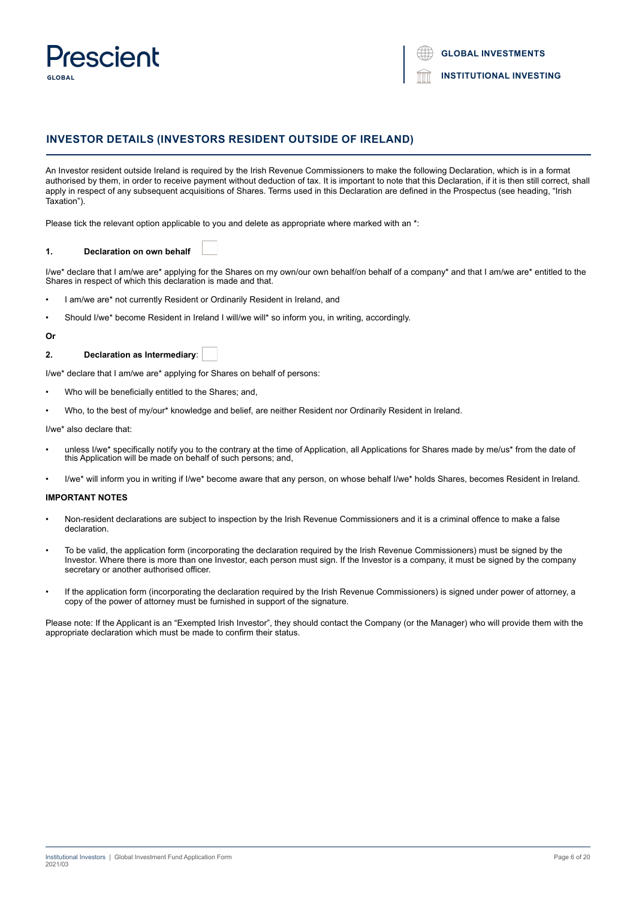## INVESTOR DETAILS (INVESTORS RESIDENT OUTSIDE OF IRELAND)

An Investor resident outside Ireland is required by the Irish Revenue Commissioners to make the following Declaration, which is in a format authorised by them, in order to receive payment without deduction of tax. It is important to note that this Declaration, if it is then still correct, shall apply in respect of any subsequent acquisitions of Shares. Terms used in this Declaration are defined in the Prospectus (see heading, "Irish Taxation").

Please tick the relevant option applicable to you and delete as appropriate where marked with an *:

**1. Declaration on own behalf** ☐

I/we* declare that I am/we are* applying for the Shares on my own/our own behalf/on behalf of a company* and that I am/we are* entitled to the Shares in respect of which this declaration is made and that.

- I am/we are* not currently Resident or Ordinarily Resident in Ireland, and
- Should I/we* become Resident in Ireland I will/we will* so inform you, in writing, accordingly.

**Or**

**2. Declaration as Intermediary**: ☐

I/we* declare that I am/we are* applying for Shares on behalf of persons:

- Who will be beneficially entitled to the Shares; and,
- Who, to the best of my/our* knowledge and belief, are neither Resident nor Ordinarily Resident in Ireland.

I/we* also declare that:

- unless I/we* specifically notify you to the contrary at the time of Application, all Applications for Shares made by me/us* from the date of this Application will be made on behalf of such persons; and,
- I/we* will inform you in writing if I/we* become aware that any person, on whose behalf I/we* holds Shares, becomes Resident in Ireland.

**IMPORTANT NOTES**

- Non-resident declarations are subject to inspection by the Irish Revenue Commissioners and it is a criminal offence to make a false declaration.
- To be valid, the application form (incorporating the declaration required by the Irish Revenue Commissioners) must be signed by the Investor. Where there is more than one Investor, each person must sign. If the Investor is a company, it must be signed by the company secretary or another authorised officer.
- If the application form (incorporating the declaration required by the Irish Revenue Commissioners) is signed under power of attorney, a copy of the power of attorney must be furnished in support of the signature.

Please note: If the Applicant is an "Exempted Irish Investor", they should contact the Company (or the Manager) who will provide them with the appropriate declaration which must be made to confirm their status.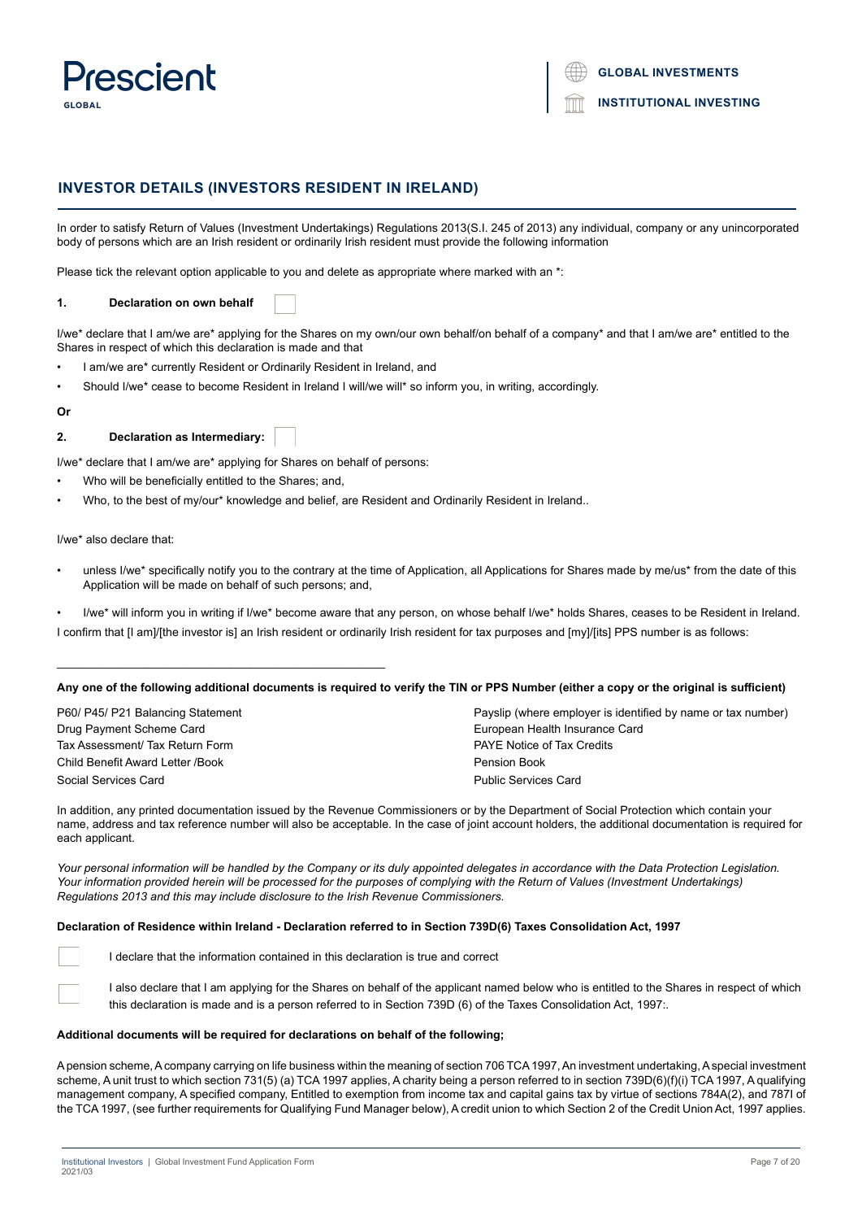## INVESTOR DETAILS (INVESTORS RESIDENT IN IRELAND)

In order to satisfy Return of Values (Investment Undertakings) Regulations 2013(S.I. 245 of 2013) any individual, company or any unincorporated body of persons which are an Irish resident or ordinarily Irish resident must provide the following information

Please tick the relevant option applicable to you and delete as appropriate where marked with an *:

**1. Declaration on own behalf** ☐

I/we* declare that I am/we are* applying for the Shares on my own/our own behalf/on behalf of a company* and that I am/we are* entitled to the Shares in respect of which this declaration is made and that

- I am/we are* currently Resident or Ordinarily Resident in Ireland, and
- Should I/we* cease to become Resident in Ireland I will/we will* so inform you, in writing, accordingly.

**Or**

**2. Declaration as Intermediary:** ☐

I/we* declare that I am/we are* applying for Shares on behalf of persons:

- Who will be beneficially entitled to the Shares; and,
- Who, to the best of my/our* knowledge and belief, are Resident and Ordinarily Resident in Ireland..

I/we* also declare that:

- unless I/we* specifically notify you to the contrary at the time of Application, all Applications for Shares made by me/us* from the date of this Application will be made on behalf of such persons; and,
- I/we* will inform you in writing if I/we* become aware that any person, on whose behalf I/we* holds Shares, ceases to be Resident in Ireland.

I confirm that [I am]/[the investor is] an Irish resident or ordinarily Irish resident for tax purposes and [my]/[its] PPS number is as follows:

\_\_\_\_\_\_\_\_\_\_\_\_\_\_\_\_\_\_\_\_\_\_\_\_\_\_\_\_\_\_\_\_\_\_\_\_\_\_\_\_\_\_\_\_\_\_\_\_

**Any one of the following additional documents is required to verify the TIN or PPS Number (either a copy or the original is sufficient)**

P60/ P45/ P21 Balancing Statement
Drug Payment Scheme Card
Tax Assessment/ Tax Return Form
Child Benefit Award Letter /Book
Social Services Card
Payslip (where employer is identified by name or tax number)
European Health Insurance Card
PAYE Notice of Tax Credits
Pension Book
Public Services Card

In addition, any printed documentation issued by the Revenue Commissioners or by the Department of Social Protection which contain your name, address and tax reference number will also be acceptable. In the case of joint account holders, the additional documentation is required for each applicant.

*Your personal information will be handled by the Company or its duly appointed delegates in accordance with the Data Protection Legislation. Your information provided herein will be processed for the purposes of complying with the Return of Values (Investment Undertakings) Regulations 2013 and this may include disclosure to the Irish Revenue Commissioners.*

**Declaration of Residence within Ireland - Declaration referred to in Section 739D(6) Taxes Consolidation Act, 1997**

☐ I declare that the information contained in this declaration is true and correct

☐ I also declare that I am applying for the Shares on behalf of the applicant named below who is entitled to the Shares in respect of which this declaration is made and is a person referred to in Section 739D (6) of the Taxes Consolidation Act, 1997:.

**Additional documents will be required for declarations on behalf of the following;**

A pension scheme, A company carrying on life business within the meaning of section 706 TCA 1997, An investment undertaking, A special investment scheme, A unit trust to which section 731(5) (a) TCA 1997 applies, A charity being a person referred to in section 739D(6)(f)(i) TCA 1997, A qualifying management company, A specified company, Entitled to exemption from income tax and capital gains tax by virtue of sections 784A(2), and 787I of the TCA 1997, (see further requirements for Qualifying Fund Manager below), A credit union to which Section 2 of the Credit Union Act, 1997 applies.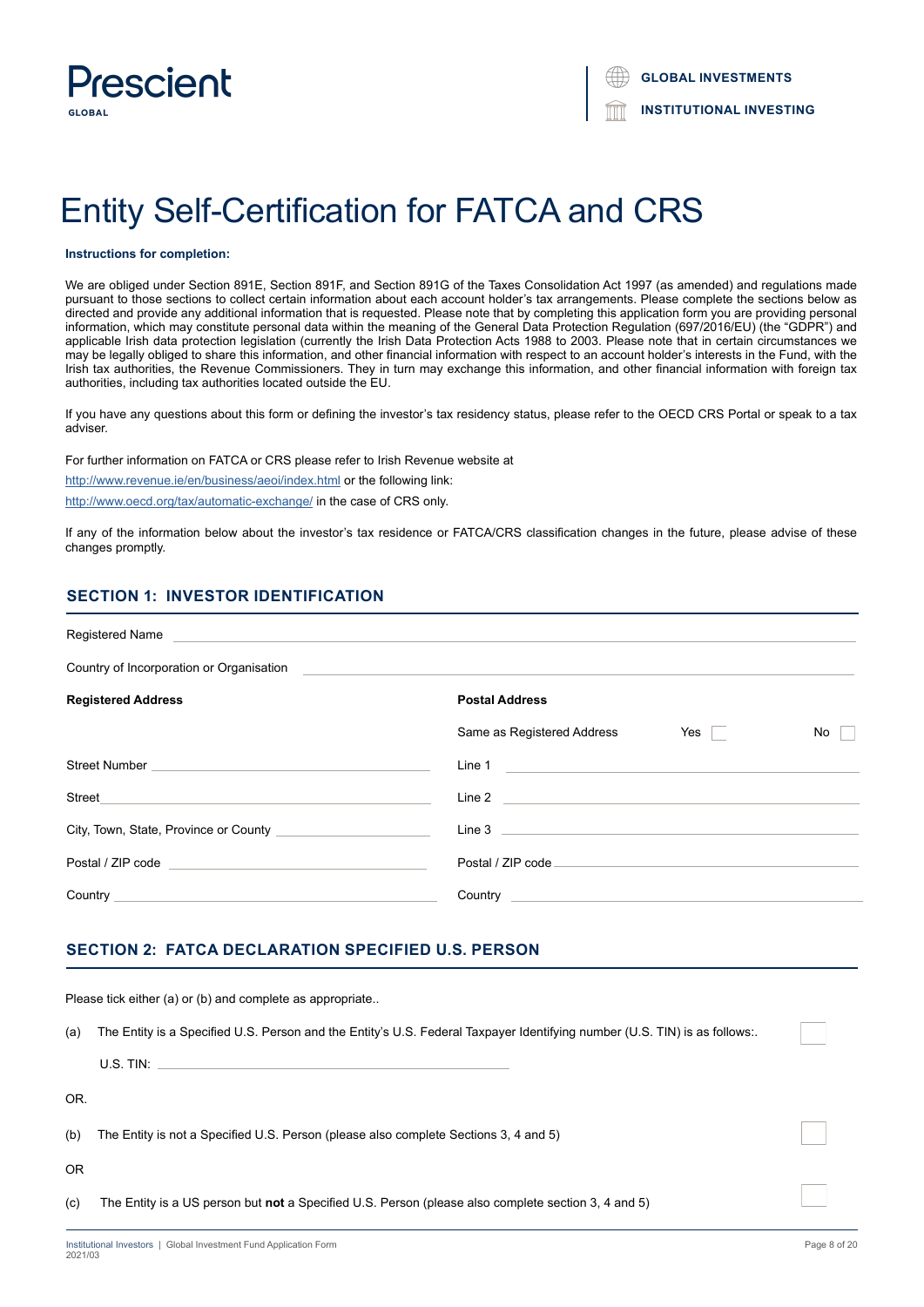# Entity Self-Certification for FATCA and CRS

**Instructions for completion:**

We are obliged under Section 891E, Section 891F, and Section 891G of the Taxes Consolidation Act 1997 (as amended) and regulations made pursuant to those sections to collect certain information about each account holder's tax arrangements. Please complete the sections below as directed and provide any additional information that is requested. Please note that by completing this application form you are providing personal information, which may constitute personal data within the meaning of the General Data Protection Regulation (697/2016/EU) (the "GDPR") and applicable Irish data protection legislation (currently the Irish Data Protection Acts 1988 to 2003. Please note that in certain circumstances we may be legally obliged to share this information, and other financial information with respect to an account holder's interests in the Fund, with the Irish tax authorities, the Revenue Commissioners. They in turn may exchange this information, and other financial information with foreign tax authorities, including tax authorities located outside the EU.

If you have any questions about this form or defining the investor's tax residency status, please refer to the OECD CRS Portal or speak to a tax adviser.

For further information on FATCA or CRS please refer to Irish Revenue website at http://www.revenue.ie/en/business/aeoi/index.html or the following link: http://www.oecd.org/tax/automatic-exchange/ in the case of CRS only.

If any of the information below about the investor's tax residence or FATCA/CRS classification changes in the future, please advise of these changes promptly.

## SECTION 1: INVESTOR IDENTIFICATION

Registered Name ______________________________

Country of Incorporation or Organisation ______________________________

| **Registered Address** | **Postal Address** |
|---|---|
| | Same as Registered Address Yes ☐ No ☐ |
| Street Number ______________ | Line 1 ______________ |
| Street ______________ | Line 2 ______________ |
| City, Town, State, Province or County ______________ | Line 3 ______________ |
| Postal / ZIP code ______________ | Postal / ZIP code ______________ |
| Country ______________ | Country ______________ |

## SECTION 2: FATCA DECLARATION SPECIFIED U.S. PERSON

Please tick either (a) or (b) and complete as appropriate..

(a) The Entity is a Specified U.S. Person and the Entity's U.S. Federal Taxpayer Identifying number (U.S. TIN) is as follows:. ☐

U.S. TIN: ______________________________

OR.

(b) The Entity is not a Specified U.S. Person (please also complete Sections 3, 4 and 5) ☐

OR

(c) The Entity is a US person but **not** a Specified U.S. Person (please also complete section 3, 4 and 5) ☐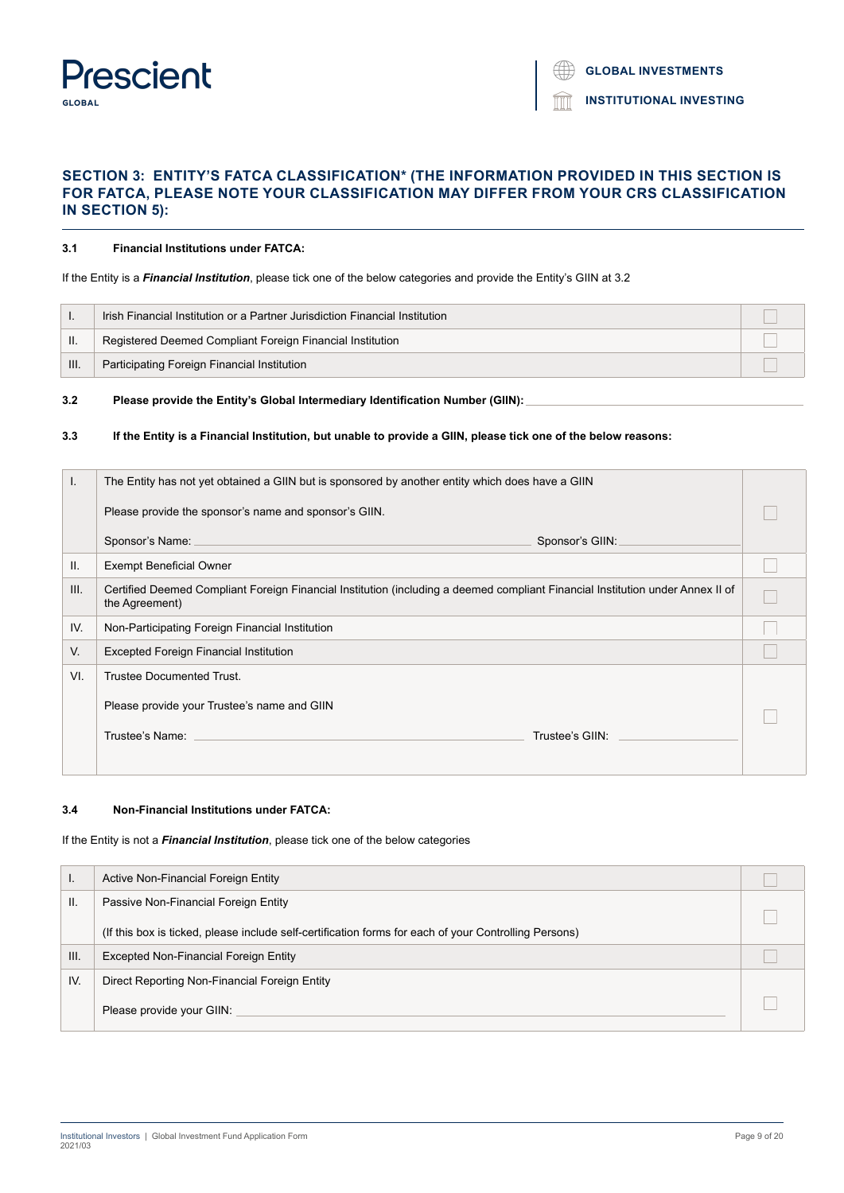## SECTION 3: ENTITY'S FATCA CLASSIFICATION* (THE INFORMATION PROVIDED IN THIS SECTION IS FOR FATCA, PLEASE NOTE YOUR CLASSIFICATION MAY DIFFER FROM YOUR CRS CLASSIFICATION IN SECTION 5):

**3.1 Financial Institutions under FATCA:**

If the Entity is a ***Financial Institution***, please tick one of the below categories and provide the Entity's GIIN at 3.2

| | | |
|---|---|---|
| I. | Irish Financial Institution or a Partner Jurisdiction Financial Institution | ☐ |
| II. | Registered Deemed Compliant Foreign Financial Institution | ☐ |
| III. | Participating Foreign Financial Institution | ☐ |

**3.2 Please provide the Entity's Global Intermediary Identification Number (GIIN):** ____________________

**3.3 If the Entity is a Financial Institution, but unable to provide a GIIN, please tick one of the below reasons:**

| | | |
|---|---|---|
| I. | The Entity has not yet obtained a GIIN but is sponsored by another entity which does have a GIIN<br><br>Please provide the sponsor's name and sponsor's GIIN.<br><br>Sponsor's Name: ____________________ Sponsor's GIIN: ____________________ | ☐ |
| II. | Exempt Beneficial Owner | ☐ |
| III. | Certified Deemed Compliant Foreign Financial Institution (including a deemed compliant Financial Institution under Annex II of the Agreement) | ☐ |
| IV. | Non-Participating Foreign Financial Institution | ☐ |
| V. | Excepted Foreign Financial Institution | ☐ |
| VI. | Trustee Documented Trust.<br><br>Please provide your Trustee's name and GIIN<br><br>Trustee's Name: ____________________ Trustee's GIIN: ____________________ | ☐ |

**3.4 Non-Financial Institutions under FATCA:**

If the Entity is not a ***Financial Institution***, please tick one of the below categories

| | | |
|---|---|---|
| I. | Active Non-Financial Foreign Entity | ☐ |
| II. | Passive Non-Financial Foreign Entity<br><br>(If this box is ticked, please include self-certification forms for each of your Controlling Persons) | ☐ |
| III. | Excepted Non-Financial Foreign Entity | ☐ |
| IV. | Direct Reporting Non-Financial Foreign Entity<br><br>Please provide your GIIN: ____________________ | ☐ |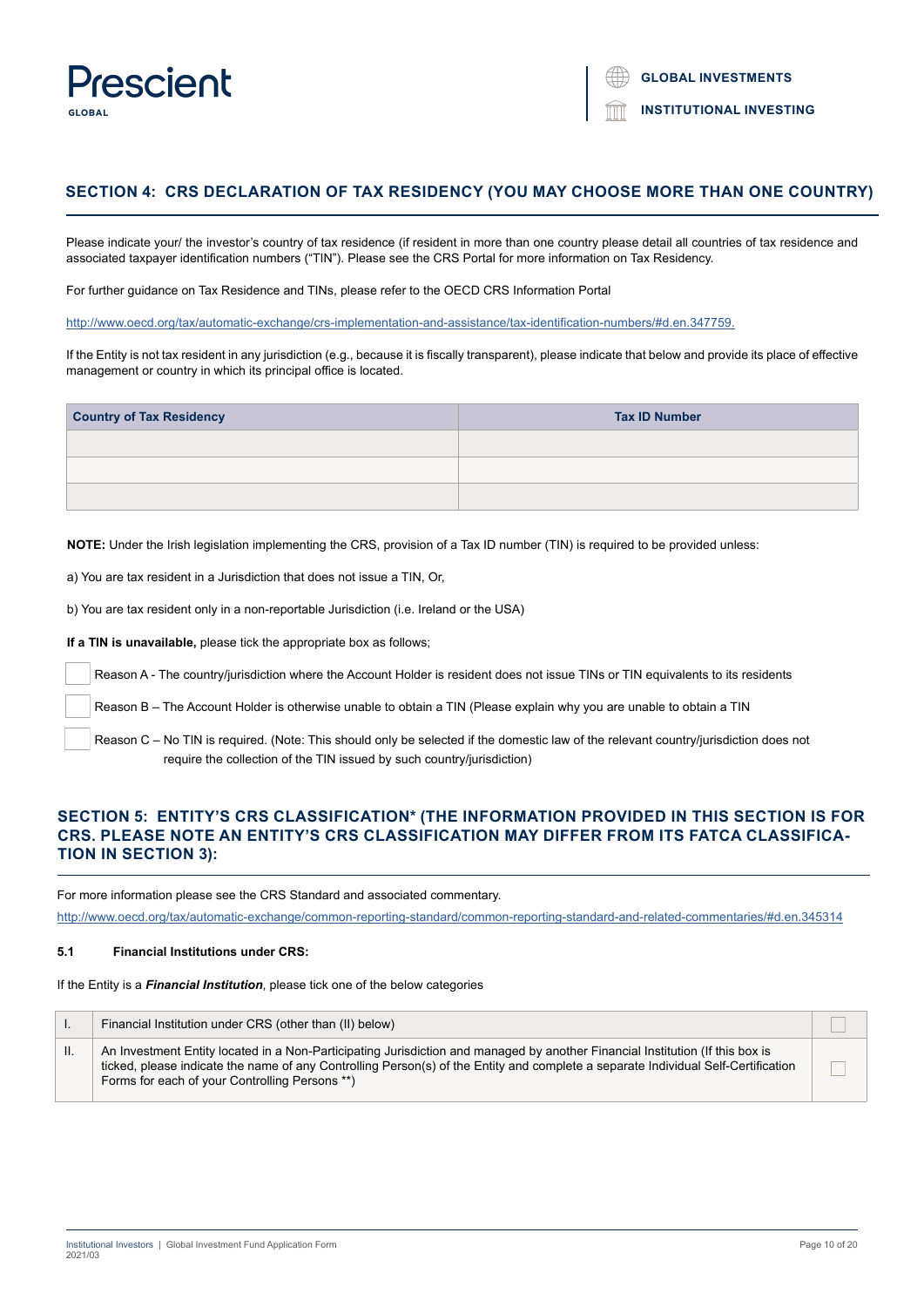## SECTION 4: CRS DECLARATION OF TAX RESIDENCY (YOU MAY CHOOSE MORE THAN ONE COUNTRY)

Please indicate your/ the investor's country of tax residence (if resident in more than one country please detail all countries of tax residence and associated taxpayer identification numbers ("TIN"). Please see the CRS Portal for more information on Tax Residency.

For further guidance on Tax Residence and TINs, please refer to the OECD CRS Information Portal

http://www.oecd.org/tax/automatic-exchange/crs-implementation-and-assistance/tax-identification-numbers/#d.en.347759.

If the Entity is not tax resident in any jurisdiction (e.g., because it is fiscally transparent), please indicate that below and provide its place of effective management or country in which its principal office is located.

| Country of Tax Residency | Tax ID Number |
|---|---|
| | |
| | |
| | |

**NOTE:** Under the Irish legislation implementing the CRS, provision of a Tax ID number (TIN) is required to be provided unless:

a) You are tax resident in a Jurisdiction that does not issue a TIN, Or,

b) You are tax resident only in a non-reportable Jurisdiction (i.e. Ireland or the USA)

**If a TIN is unavailable,** please tick the appropriate box as follows;

☐ Reason A - The country/jurisdiction where the Account Holder is resident does not issue TINs or TIN equivalents to its residents

☐ Reason B – The Account Holder is otherwise unable to obtain a TIN (Please explain why you are unable to obtain a TIN

☐ Reason C – No TIN is required. (Note: This should only be selected if the domestic law of the relevant country/jurisdiction does not require the collection of the TIN issued by such country/jurisdiction)

## SECTION 5: ENTITY'S CRS CLASSIFICATION* (THE INFORMATION PROVIDED IN THIS SECTION IS FOR CRS. PLEASE NOTE AN ENTITY'S CRS CLASSIFICATION MAY DIFFER FROM ITS FATCA CLASSIFICATION IN SECTION 3):

For more information please see the CRS Standard and associated commentary.

http://www.oecd.org/tax/automatic-exchange/common-reporting-standard/common-reporting-standard-and-related-commentaries/#d.en.345314

### 5.1 Financial Institutions under CRS:

If the Entity is a ***Financial Institution***, please tick one of the below categories

| | | |
|---|---|---|
| I. | Financial Institution under CRS (other than (II) below) | ☐ |
| II. | An Investment Entity located in a Non-Participating Jurisdiction and managed by another Financial Institution (If this box is ticked, please indicate the name of any Controlling Person(s) of the Entity and complete a separate Individual Self-Certification Forms for each of your Controlling Persons **) | ☐ |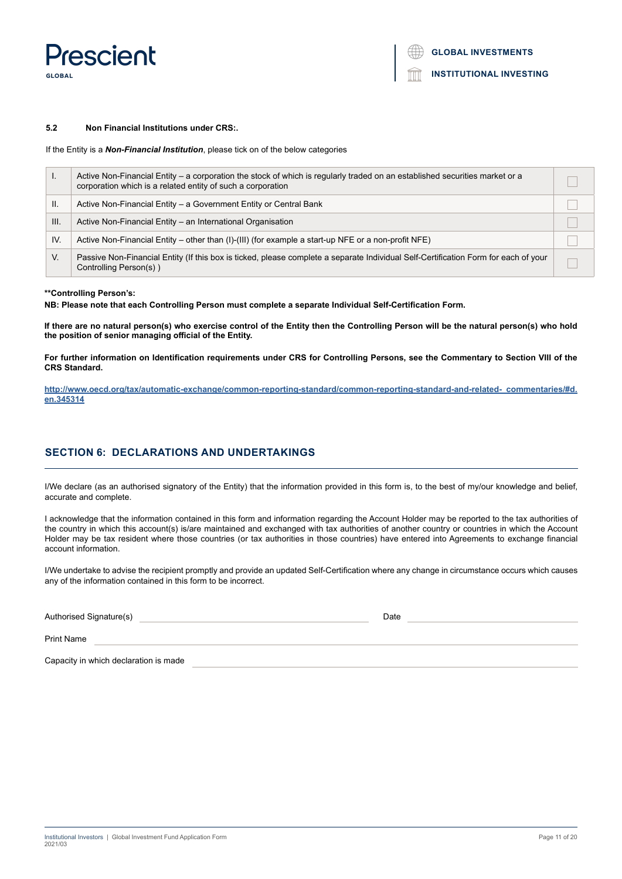### 5.2 Non Financial Institutions under CRS:.

If the Entity is a ***Non-Financial Institution***, please tick on of the below categories

| | | |
|---|---|---|
| I. | Active Non-Financial Entity – a corporation the stock of which is regularly traded on an established securities market or a corporation which is a related entity of such a corporation | ☐ |
| II. | Active Non-Financial Entity – a Government Entity or Central Bank | ☐ |
| III. | Active Non-Financial Entity – an International Organisation | ☐ |
| IV. | Active Non-Financial Entity – other than (I)-(III) (for example a start-up NFE or a non-profit NFE) | ☐ |
| V. | Passive Non-Financial Entity (If this box is ticked, please complete a separate Individual Self-Certification Form for each of your Controlling Person(s) ) | ☐ |

**\*\*Controlling Person's:**

**NB: Please note that each Controlling Person must complete a separate Individual Self-Certification Form.**

**If there are no natural person(s) who exercise control of the Entity then the Controlling Person will be the natural person(s) who hold the position of senior managing official of the Entity.**

**For further information on Identification requirements under CRS for Controlling Persons, see the Commentary to Section VIII of the CRS Standard.**

**http://www.oecd.org/tax/automatic-exchange/common-reporting-standard/common-reporting-standard-and-related- commentaries/#d.en.345314**

## SECTION 6: DECLARATIONS AND UNDERTAKINGS

I/We declare (as an authorised signatory of the Entity) that the information provided in this form is, to the best of my/our knowledge and belief, accurate and complete.

I acknowledge that the information contained in this form and information regarding the Account Holder may be reported to the tax authorities of the country in which this account(s) is/are maintained and exchanged with tax authorities of another country or countries in which the Account Holder may be tax resident where those countries (or tax authorities in those countries) have entered into Agreements to exchange financial account information.

I/We undertake to advise the recipient promptly and provide an updated Self-Certification where any change in circumstance occurs which causes any of the information contained in this form to be incorrect.

Authorised Signature(s) \_\_\_\_\_\_\_\_\_\_\_\_\_\_\_\_\_\_\_\_\_\_\_\_\_\_\_\_\_\_ Date \_\_\_\_\_\_\_\_\_\_\_\_\_\_\_\_\_\_\_\_

Print Name \_\_\_\_\_\_\_\_\_\_\_\_\_\_\_\_\_\_\_\_\_\_\_\_\_\_\_\_\_\_\_\_\_\_\_\_\_\_\_\_\_\_\_\_\_\_\_\_\_\_\_\_\_\_

Capacity in which declaration is made \_\_\_\_\_\_\_\_\_\_\_\_\_\_\_\_\_\_\_\_\_\_\_\_\_\_\_\_\_\_\_\_\_\_\_\_\_\_\_\_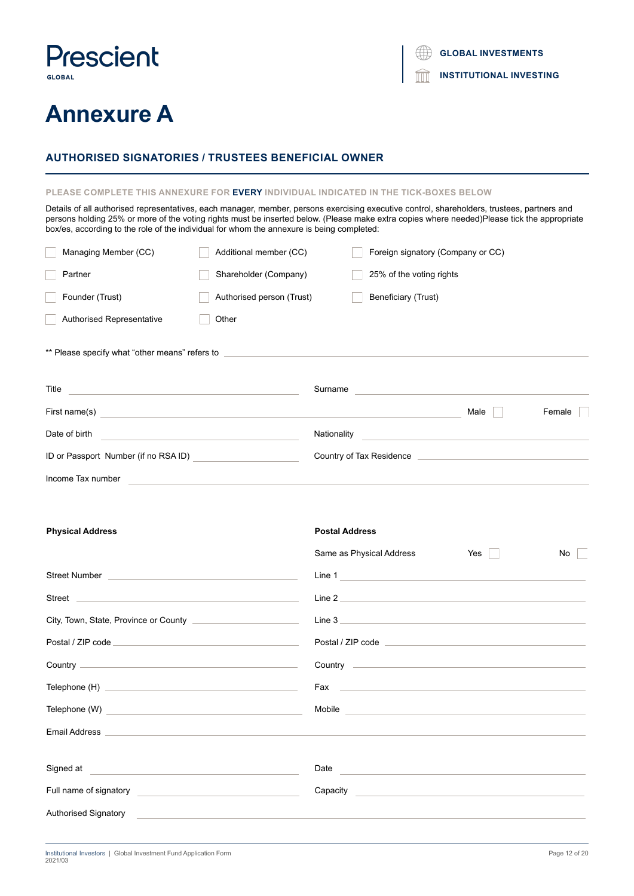# Annexure A

## AUTHORISED SIGNATORIES / TRUSTEES BENEFICIAL OWNER

PLEASE COMPLETE THIS ANNEXURE FOR **EVERY** INDIVIDUAL INDICATED IN THE TICK-BOXES BELOW

Details of all authorised representatives, each manager, member, persons exercising executive control, shareholders, trustees, partners and persons holding 25% or more of the voting rights must be inserted below. (Please make extra copies where needed)Please tick the appropriate box/es, according to the role of the individual for whom the annexure is being completed:

- ☐ Managing Member (CC)
- ☐ Additional member (CC)
- ☐ Foreign signatory (Company or CC)
- ☐ Partner
- ☐ Shareholder (Company)
- ☐ 25% of the voting rights
- ☐ Founder (Trust)
- ☐ Authorised person (Trust)
- ☐ Beneficiary (Trust)
- ☐ Authorised Representative
- ☐ Other

** Please specify what “other means” refers to \_\_\_\_\_\_\_\_\_\_

Title \_\_\_\_\_\_\_\_\_\_ Surname \_\_\_\_\_\_\_\_\_\_

First name(s) \_\_\_\_\_\_\_\_\_\_ Male ☐ Female ☐

Date of birth \_\_\_\_\_\_\_\_\_\_ Nationality \_\_\_\_\_\_\_\_\_\_

ID or Passport Number (if no RSA ID) \_\_\_\_\_\_\_\_\_\_ Country of Tax Residence \_\_\_\_\_\_\_\_\_\_

Income Tax number \_\_\_\_\_\_\_\_\_\_

**Physical Address**

Street Number \_\_\_\_\_\_\_\_\_\_

Street \_\_\_\_\_\_\_\_\_\_

City, Town, State, Province or County \_\_\_\_\_\_\_\_\_\_

Postal / ZIP code \_\_\_\_\_\_\_\_\_\_

Country \_\_\_\_\_\_\_\_\_\_

Telephone (H) \_\_\_\_\_\_\_\_\_\_

Telephone (W) \_\_\_\_\_\_\_\_\_\_

**Postal Address**

Same as Physical Address Yes ☐ No ☐

Line 1 \_\_\_\_\_\_\_\_\_\_

Line 2 \_\_\_\_\_\_\_\_\_\_

Line 3 \_\_\_\_\_\_\_\_\_\_

Postal / ZIP code \_\_\_\_\_\_\_\_\_\_

Country \_\_\_\_\_\_\_\_\_\_

Fax \_\_\_\_\_\_\_\_\_\_

Mobile \_\_\_\_\_\_\_\_\_\_

Email Address \_\_\_\_\_\_\_\_\_\_

Signed at \_\_\_\_\_\_\_\_\_\_ Date \_\_\_\_\_\_\_\_\_\_

Full name of signatory \_\_\_\_\_\_\_\_\_\_ Capacity \_\_\_\_\_\_\_\_\_\_

Authorised Signatory \_\_\_\_\_\_\_\_\_\_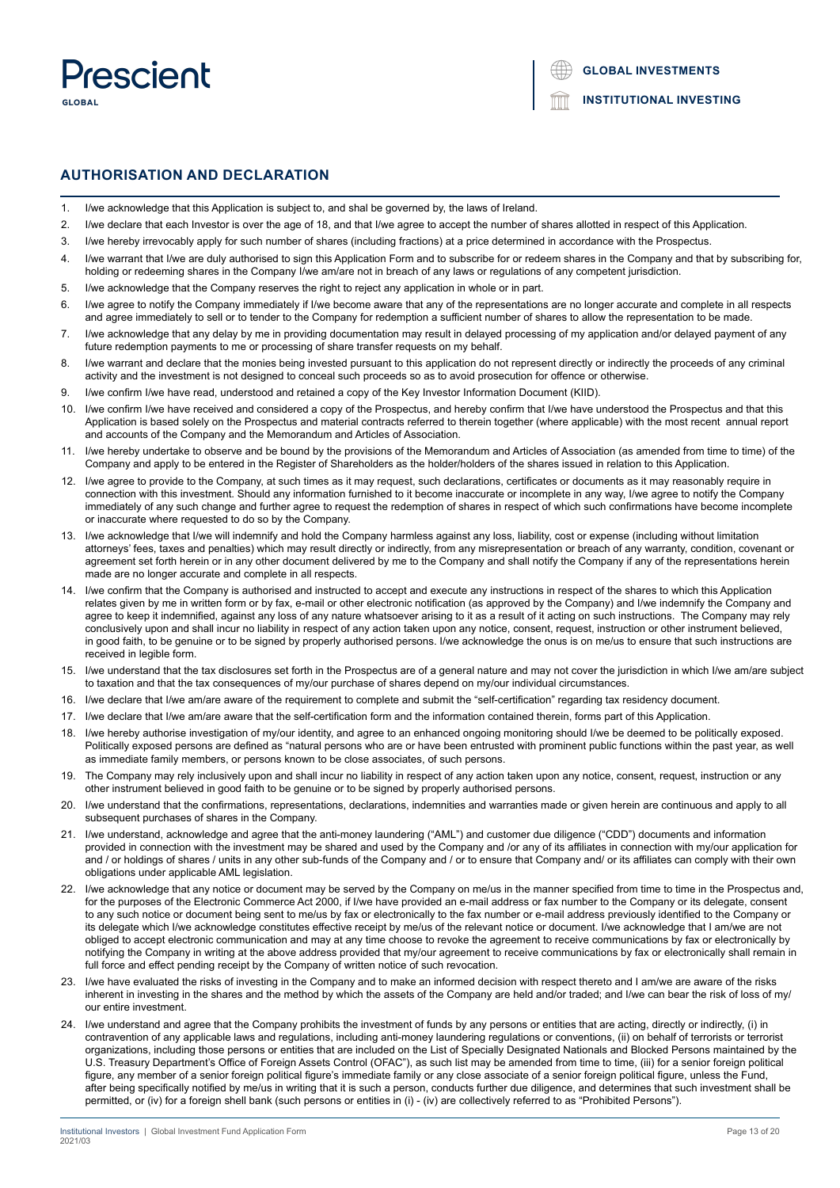## AUTHORISATION AND DECLARATION

1. I/we acknowledge that this Application is subject to, and shal be governed by, the laws of Ireland.
2. I/we declare that each Investor is over the age of 18, and that I/we agree to accept the number of shares allotted in respect of this Application.
3. I/we hereby irrevocably apply for such number of shares (including fractions) at a price determined in accordance with the Prospectus.
4. I/we warrant that I/we are duly authorised to sign this Application Form and to subscribe for or redeem shares in the Company and that by subscribing for, holding or redeeming shares in the Company I/we am/are not in breach of any laws or regulations of any competent jurisdiction.
5. I/we acknowledge that the Company reserves the right to reject any application in whole or in part.
6. I/we agree to notify the Company immediately if I/we become aware that any of the representations are no longer accurate and complete in all respects and agree immediately to sell or to tender to the Company for redemption a sufficient number of shares to allow the representation to be made.
7. I/we acknowledge that any delay by me in providing documentation may result in delayed processing of my application and/or delayed payment of any future redemption payments to me or processing of share transfer requests on my behalf.
8. I/we warrant and declare that the monies being invested pursuant to this application do not represent directly or indirectly the proceeds of any criminal activity and the investment is not designed to conceal such proceeds so as to avoid prosecution for offence or otherwise.
9. I/we confirm I/we have read, understood and retained a copy of the Key Investor Information Document (KIID).
10. I/we confirm I/we have received and considered a copy of the Prospectus, and hereby confirm that I/we have understood the Prospectus and that this Application is based solely on the Prospectus and material contracts referred to therein together (where applicable) with the most recent annual report and accounts of the Company and the Memorandum and Articles of Association.
11. I/we hereby undertake to observe and be bound by the provisions of the Memorandum and Articles of Association (as amended from time to time) of the Company and apply to be entered in the Register of Shareholders as the holder/holders of the shares issued in relation to this Application.
12. I/we agree to provide to the Company, at such times as it may request, such declarations, certificates or documents as it may reasonably require in connection with this investment. Should any information furnished to it become inaccurate or incomplete in any way, I/we agree to notify the Company immediately of any such change and further agree to request the redemption of shares in respect of which such confirmations have become incomplete or inaccurate where requested to do so by the Company.
13. I/we acknowledge that I/we will indemnify and hold the Company harmless against any loss, liability, cost or expense (including without limitation attorneys' fees, taxes and penalties) which may result directly or indirectly, from any misrepresentation or breach of any warranty, condition, covenant or agreement set forth herein or in any other document delivered by me to the Company and shall notify the Company if any of the representations herein made are no longer accurate and complete in all respects.
14. I/we confirm that the Company is authorised and instructed to accept and execute any instructions in respect of the shares to which this Application relates given by me in written form or by fax, e-mail or other electronic notification (as approved by the Company) and I/we indemnify the Company and agree to keep it indemnified, against any loss of any nature whatsoever arising to it as a result of it acting on such instructions. The Company may rely conclusively upon and shall incur no liability in respect of any action taken upon any notice, consent, request, instruction or other instrument believed, in good faith, to be genuine or to be signed by properly authorised persons. I/we acknowledge the onus is on me/us to ensure that such instructions are received in legible form.
15. I/we understand that the tax disclosures set forth in the Prospectus are of a general nature and may not cover the jurisdiction in which I/we am/are subject to taxation and that the tax consequences of my/our purchase of shares depend on my/our individual circumstances.
16. I/we declare that I/we am/are aware of the requirement to complete and submit the "self-certification" regarding tax residency document.
17. I/we declare that I/we am/are aware that the self-certification form and the information contained therein, forms part of this Application.
18. I/we hereby authorise investigation of my/our identity, and agree to an enhanced ongoing monitoring should I/we be deemed to be politically exposed. Politically exposed persons are defined as "natural persons who are or have been entrusted with prominent public functions within the past year, as well as immediate family members, or persons known to be close associates, of such persons.
19. The Company may rely inclusively upon and shall incur no liability in respect of any action taken upon any notice, consent, request, instruction or any other instrument believed in good faith to be genuine or to be signed by properly authorised persons.
20. I/we understand that the confirmations, representations, declarations, indemnities and warranties made or given herein are continuous and apply to all subsequent purchases of shares in the Company.
21. I/we understand, acknowledge and agree that the anti-money laundering ("AML") and customer due diligence ("CDD") documents and information provided in connection with the investment may be shared and used by the Company and /or any of its affiliates in connection with my/our application for and / or holdings of shares / units in any other sub-funds of the Company and / or to ensure that Company and/ or its affiliates can comply with their own obligations under applicable AML legislation.
22. I/we acknowledge that any notice or document may be served by the Company on me/us in the manner specified from time to time in the Prospectus and, for the purposes of the Electronic Commerce Act 2000, if I/we have provided an e-mail address or fax number to the Company or its delegate, consent to any such notice or document being sent to me/us by fax or electronically to the fax number or e-mail address previously identified to the Company or its delegate which I/we acknowledge constitutes effective receipt by me/us of the relevant notice or document. I/we acknowledge that I am/we are not obliged to accept electronic communication and may at any time choose to revoke the agreement to receive communications by fax or electronically by notifying the Company in writing at the above address provided that my/our agreement to receive communications by fax or electronically shall remain in full force and effect pending receipt by the Company of written notice of such revocation.
23. I/we have evaluated the risks of investing in the Company and to make an informed decision with respect thereto and I am/we are aware of the risks inherent in investing in the shares and the method by which the assets of the Company are held and/or traded; and I/we can bear the risk of loss of my/our entire investment.
24. I/we understand and agree that the Company prohibits the investment of funds by any persons or entities that are acting, directly or indirectly, (i) in contravention of any applicable laws and regulations, including anti-money laundering regulations or conventions, (ii) on behalf of terrorists or terrorist organizations, including those persons or entities that are included on the List of Specially Designated Nationals and Blocked Persons maintained by the U.S. Treasury Department's Office of Foreign Assets Control (OFAC"), as such list may be amended from time to time, (iii) for a senior foreign political figure, any member of a senior foreign political figure's immediate family or any close associate of a senior foreign political figure, unless the Fund, after being specifically notified by me/us in writing that it is such a person, conducts further due diligence, and determines that such investment shall be permitted, or (iv) for a foreign shell bank (such persons or entities in (i) - (iv) are collectively referred to as "Prohibited Persons").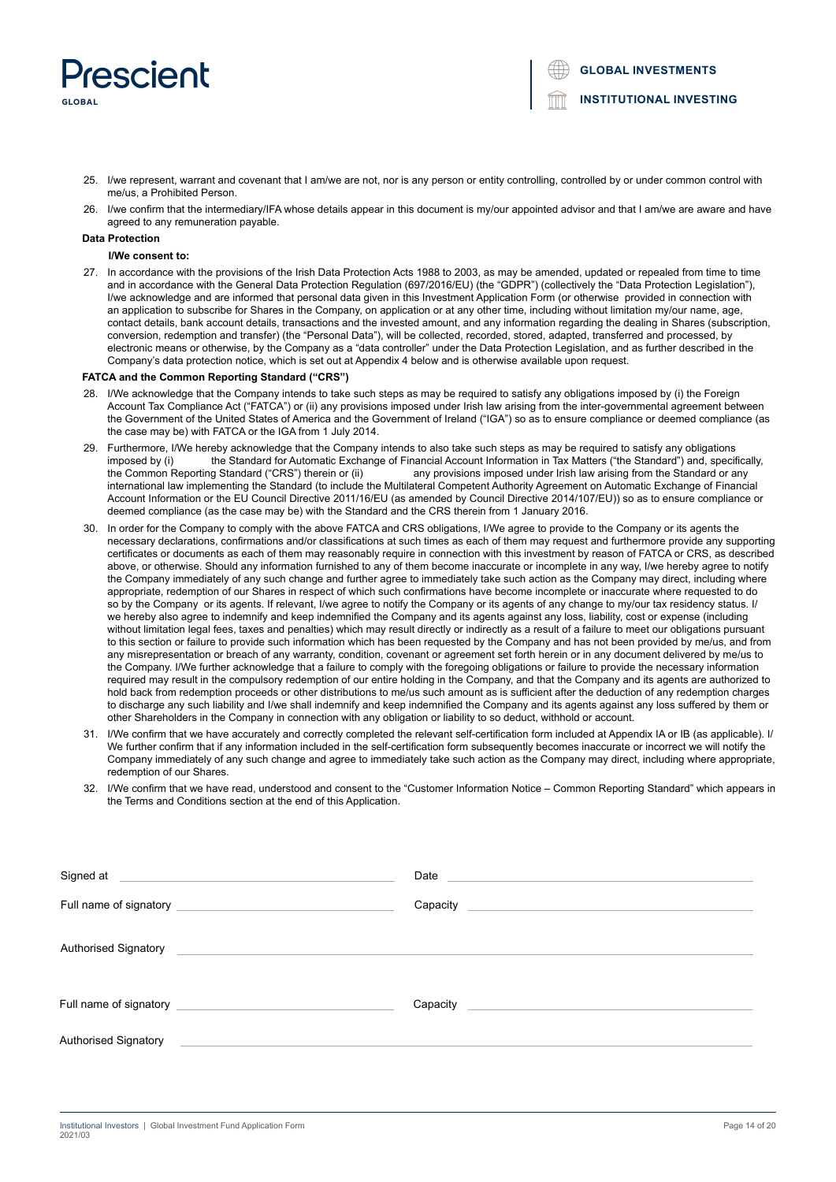25. I/we represent, warrant and covenant that I am/we are not, nor is any person or entity controlling, controlled by or under common control with me/us, a Prohibited Person.
26. I/we confirm that the intermediary/IFA whose details appear in this document is my/our appointed advisor and that I am/we are aware and have agreed to any remuneration payable.

**Data Protection**

**I/We consent to:**

27. In accordance with the provisions of the Irish Data Protection Acts 1988 to 2003, as may be amended, updated or repealed from time to time and in accordance with the General Data Protection Regulation (697/2016/EU) (the "GDPR") (collectively the "Data Protection Legislation"), I/we acknowledge and are informed that personal data given in this Investment Application Form (or otherwise provided in connection with an application to subscribe for Shares in the Company, on application or at any other time, including without limitation my/our name, age, contact details, bank account details, transactions and the invested amount, and any information regarding the dealing in Shares (subscription, conversion, redemption and transfer) (the "Personal Data"), will be collected, recorded, stored, adapted, transferred and processed, by electronic means or otherwise, by the Company as a "data controller" under the Data Protection Legislation, and as further described in the Company's data protection notice, which is set out at Appendix 4 below and is otherwise available upon request.

**FATCA and the Common Reporting Standard ("CRS")**

28. I/We acknowledge that the Company intends to take such steps as may be required to satisfy any obligations imposed by (i) the Foreign Account Tax Compliance Act ("FATCA") or (ii) any provisions imposed under Irish law arising from the inter-governmental agreement between the Government of the United States of America and the Government of Ireland ("IGA") so as to ensure compliance or deemed compliance (as the case may be) with FATCA or the IGA from 1 July 2014.
29. Furthermore, I/We hereby acknowledge that the Company intends to also take such steps as may be required to satisfy any obligations imposed by (i) the Standard for Automatic Exchange of Financial Account Information in Tax Matters ("the Standard") and, specifically, the Common Reporting Standard ("CRS") therein or (ii) any provisions imposed under Irish law arising from the Standard or any international law implementing the Standard (to include the Multilateral Competent Authority Agreement on Automatic Exchange of Financial Account Information or the EU Council Directive 2011/16/EU (as amended by Council Directive 2014/107/EU)) so as to ensure compliance or deemed compliance (as the case may be) with the Standard and the CRS therein from 1 January 2016.
30. In order for the Company to comply with the above FATCA and CRS obligations, I/We agree to provide to the Company or its agents the necessary declarations, confirmations and/or classifications at such times as each of them may request and furthermore provide any supporting certificates or documents as each of them may reasonably require in connection with this investment by reason of FATCA or CRS, as described above, or otherwise. Should any information furnished to any of them become inaccurate or incomplete in any way, I/we hereby agree to notify the Company immediately of any such change and further agree to immediately take such action as the Company may direct, including where appropriate, redemption of our Shares in respect of which such confirmations have become incomplete or inaccurate where requested to do so by the Company or its agents. If relevant, I/we agree to notify the Company or its agents of any change to my/our tax residency status. I/we hereby also agree to indemnify and keep indemnified the Company and its agents against any loss, liability, cost or expense (including without limitation legal fees, taxes and penalties) which may result directly or indirectly as a result of a failure to meet our obligations pursuant to this section or failure to provide such information which has been requested by the Company and has not been provided by me/us, and from any misrepresentation or breach of any warranty, condition, covenant or agreement set forth herein or in any document delivered by me/us to the Company. I/We further acknowledge that a failure to comply with the foregoing obligations or failure to provide the necessary information required may result in the compulsory redemption of our entire holding in the Company, and that the Company and its agents are authorized to hold back from redemption proceeds or other distributions to me/us such amount as is sufficient after the deduction of any redemption charges to discharge any such liability and I/we shall indemnify and keep indemnified the Company and its agents against any loss suffered by them or other Shareholders in the Company in connection with any obligation or liability to so deduct, withhold or account.
31. I/We confirm that we have accurately and correctly completed the relevant self-certification form included at Appendix IA or IB (as applicable). I/We further confirm that if any information included in the self-certification form subsequently becomes inaccurate or incorrect we will notify the Company immediately of any such change and agree to immediately take such action as the Company may direct, including where appropriate, redemption of our Shares.
32. I/We confirm that we have read, understood and consent to the "Customer Information Notice – Common Reporting Standard" which appears in the Terms and Conditions section at the end of this Application.

Signed at ______________________ Date ______________________

Full name of signatory ______________________ Capacity ______________________

Authorised Signatory ______________________

Full name of signatory ______________________ Capacity ______________________

Authorised Signatory ______________________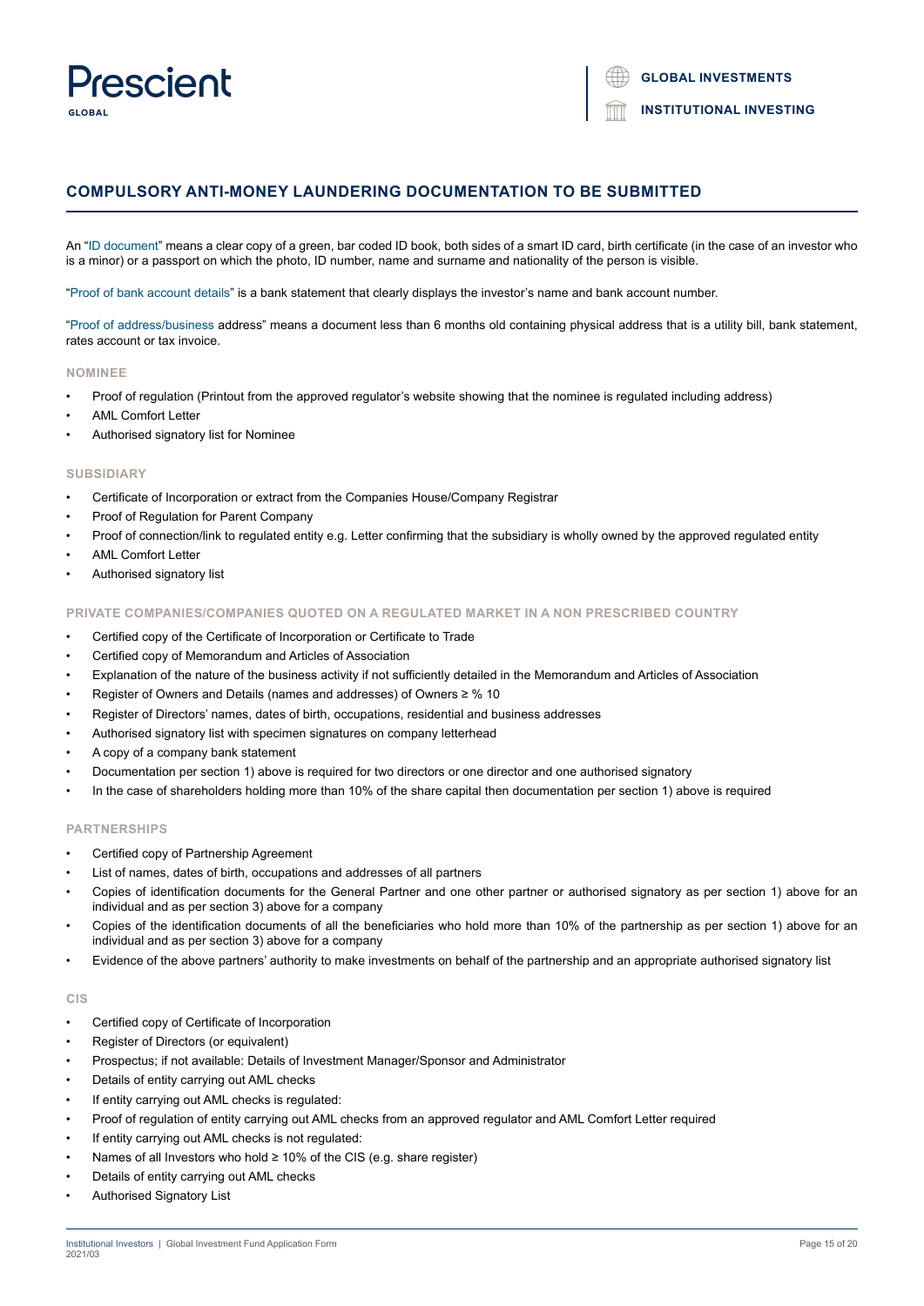## COMPULSORY ANTI-MONEY LAUNDERING DOCUMENTATION TO BE SUBMITTED

An "ID document" means a clear copy of a green, bar coded ID book, both sides of a smart ID card, birth certificate (in the case of an investor who is a minor) or a passport on which the photo, ID number, name and surname and nationality of the person is visible.

"Proof of bank account details" is a bank statement that clearly displays the investor's name and bank account number.

"Proof of address/business address" means a document less than 6 months old containing physical address that is a utility bill, bank statement, rates account or tax invoice.

### NOMINEE

- Proof of regulation (Printout from the approved regulator's website showing that the nominee is regulated including address)
- AML Comfort Letter
- Authorised signatory list for Nominee

### SUBSIDIARY

- Certificate of Incorporation or extract from the Companies House/Company Registrar
- Proof of Regulation for Parent Company
- Proof of connection/link to regulated entity e.g. Letter confirming that the subsidiary is wholly owned by the approved regulated entity
- AML Comfort Letter
- Authorised signatory list

### PRIVATE COMPANIES/COMPANIES QUOTED ON A REGULATED MARKET IN A NON PRESCRIBED COUNTRY

- Certified copy of the Certificate of Incorporation or Certificate to Trade
- Certified copy of Memorandum and Articles of Association
- Explanation of the nature of the business activity if not sufficiently detailed in the Memorandum and Articles of Association
- Register of Owners and Details (names and addresses) of Owners ≥ % 10
- Register of Directors' names, dates of birth, occupations, residential and business addresses
- Authorised signatory list with specimen signatures on company letterhead
- A copy of a company bank statement
- Documentation per section 1) above is required for two directors or one director and one authorised signatory
- In the case of shareholders holding more than 10% of the share capital then documentation per section 1) above is required

### PARTNERSHIPS

- Certified copy of Partnership Agreement
- List of names, dates of birth, occupations and addresses of all partners
- Copies of identification documents for the General Partner and one other partner or authorised signatory as per section 1) above for an individual and as per section 3) above for a company
- Copies of the identification documents of all the beneficiaries who hold more than 10% of the partnership as per section 1) above for an individual and as per section 3) above for a company
- Evidence of the above partners' authority to make investments on behalf of the partnership and an appropriate authorised signatory list

### CIS

- Certified copy of Certificate of Incorporation
- Register of Directors (or equivalent)
- Prospectus; if not available: Details of Investment Manager/Sponsor and Administrator
- Details of entity carrying out AML checks
- If entity carrying out AML checks is regulated:
- Proof of regulation of entity carrying out AML checks from an approved regulator and AML Comfort Letter required
- If entity carrying out AML checks is not regulated:
- Names of all Investors who hold ≥ 10% of the CIS (e.g. share register)
- Details of entity carrying out AML checks
- Authorised Signatory List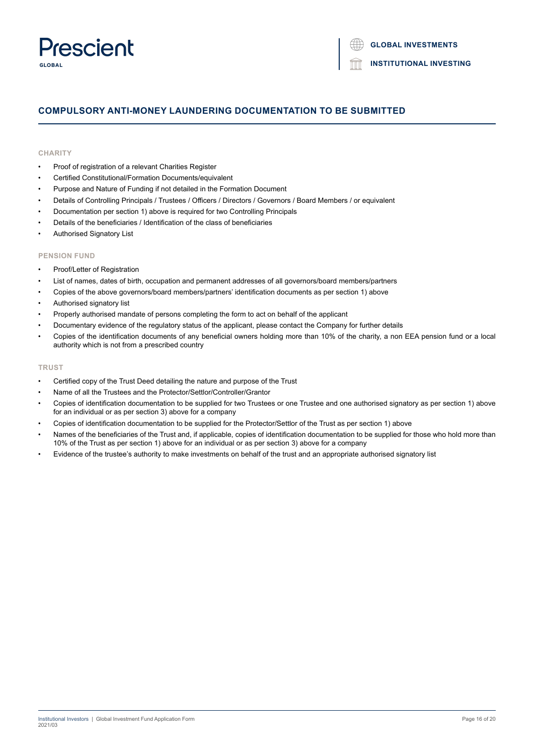## COMPULSORY ANTI-MONEY LAUNDERING DOCUMENTATION TO BE SUBMITTED

### CHARITY

- Proof of registration of a relevant Charities Register
- Certified Constitutional/Formation Documents/equivalent
- Purpose and Nature of Funding if not detailed in the Formation Document
- Details of Controlling Principals / Trustees / Officers / Directors / Governors / Board Members / or equivalent
- Documentation per section 1) above is required for two Controlling Principals
- Details of the beneficiaries / Identification of the class of beneficiaries
- Authorised Signatory List

### PENSION FUND

- Proof/Letter of Registration
- List of names, dates of birth, occupation and permanent addresses of all governors/board members/partners
- Copies of the above governors/board members/partners' identification documents as per section 1) above
- Authorised signatory list
- Properly authorised mandate of persons completing the form to act on behalf of the applicant
- Documentary evidence of the regulatory status of the applicant, please contact the Company for further details
- Copies of the identification documents of any beneficial owners holding more than 10% of the charity, a non EEA pension fund or a local authority which is not from a prescribed country

### TRUST

- Certified copy of the Trust Deed detailing the nature and purpose of the Trust
- Name of all the Trustees and the Protector/Settlor/Controller/Grantor
- Copies of identification documentation to be supplied for two Trustees or one Trustee and one authorised signatory as per section 1) above for an individual or as per section 3) above for a company
- Copies of identification documentation to be supplied for the Protector/Settlor of the Trust as per section 1) above
- Names of the beneficiaries of the Trust and, if applicable, copies of identification documentation to be supplied for those who hold more than 10% of the Trust as per section 1) above for an individual or as per section 3) above for a company
- Evidence of the trustee's authority to make investments on behalf of the trust and an appropriate authorised signatory list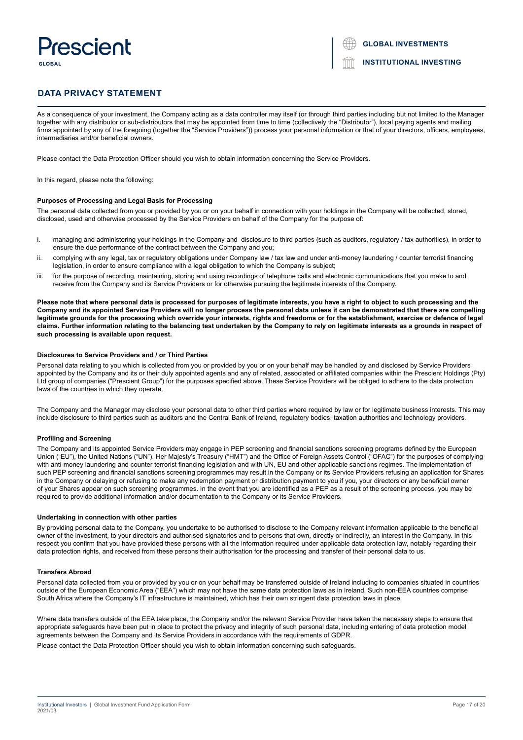## DATA PRIVACY STATEMENT

As a consequence of your investment, the Company acting as a data controller may itself (or through third parties including but not limited to the Manager together with any distributor or sub-distributors that may be appointed from time to time (collectively the "Distributor"), local paying agents and mailing firms appointed by any of the foregoing (together the "Service Providers")) process your personal information or that of your directors, officers, employees, intermediaries and/or beneficial owners.

Please contact the Data Protection Officer should you wish to obtain information concerning the Service Providers.

In this regard, please note the following:

### Purposes of Processing and Legal Basis for Processing

The personal data collected from you or provided by you or on your behalf in connection with your holdings in the Company will be collected, stored, disclosed, used and otherwise processed by the Service Providers on behalf of the Company for the purpose of:

i. managing and administering your holdings in the Company and disclosure to third parties (such as auditors, regulatory / tax authorities), in order to ensure the due performance of the contract between the Company and you;

ii. complying with any legal, tax or regulatory obligations under Company law / tax law and under anti-money laundering / counter terrorist financing legislation, in order to ensure compliance with a legal obligation to which the Company is subject;

iii. for the purpose of recording, maintaining, storing and using recordings of telephone calls and electronic communications that you make to and receive from the Company and its Service Providers or for otherwise pursuing the legitimate interests of the Company.

**Please note that where personal data is processed for purposes of legitimate interests, you have a right to object to such processing and the Company and its appointed Service Providers will no longer process the personal data unless it can be demonstrated that there are compelling legitimate grounds for the processing which override your interests, rights and freedoms or for the establishment, exercise or defence of legal claims. Further information relating to the balancing test undertaken by the Company to rely on legitimate interests as a grounds in respect of such processing is available upon request.**

### Disclosures to Service Providers and / or Third Parties

Personal data relating to you which is collected from you or provided by you or on your behalf may be handled by and disclosed by Service Providers appointed by the Company and its or their duly appointed agents and any of related, associated or affiliated companies within the Prescient Holdings (Pty) Ltd group of companies ("Prescient Group") for the purposes specified above. These Service Providers will be obliged to adhere to the data protection laws of the countries in which they operate.

The Company and the Manager may disclose your personal data to other third parties where required by law or for legitimate business interests. This may include disclosure to third parties such as auditors and the Central Bank of Ireland, regulatory bodies, taxation authorities and technology providers.

### Profiling and Screening

The Company and its appointed Service Providers may engage in PEP screening and financial sanctions screening programs defined by the European Union ("EU"), the United Nations ("UN"), Her Majesty's Treasury ("HMT") and the Office of Foreign Assets Control ("OFAC") for the purposes of complying with anti-money laundering and counter terrorist financing legislation and with UN, EU and other applicable sanctions regimes. The implementation of such PEP screening and financial sanctions screening programmes may result in the Company or its Service Providers refusing an application for Shares in the Company or delaying or refusing to make any redemption payment or distribution payment to you if you, your directors or any beneficial owner of your Shares appear on such screening programmes. In the event that you are identified as a PEP as a result of the screening process, you may be required to provide additional information and/or documentation to the Company or its Service Providers.

### Undertaking in connection with other parties

By providing personal data to the Company, you undertake to be authorised to disclose to the Company relevant information applicable to the beneficial owner of the investment, to your directors and authorised signatories and to persons that own, directly or indirectly, an interest in the Company. In this respect you confirm that you have provided these persons with all the information required under applicable data protection law, notably regarding their data protection rights, and received from these persons their authorisation for the processing and transfer of their personal data to us.

### Transfers Abroad

Personal data collected from you or provided by you or on your behalf may be transferred outside of Ireland including to companies situated in countries outside of the European Economic Area ("EEA") which may not have the same data protection laws as in Ireland. Such non-EEA countries comprise South Africa where the Company's IT infrastructure is maintained, which has their own stringent data protection laws in place.

Where data transfers outside of the EEA take place, the Company and/or the relevant Service Provider have taken the necessary steps to ensure that appropriate safeguards have been put in place to protect the privacy and integrity of such personal data, including entering of data protection model agreements between the Company and its Service Providers in accordance with the requirements of GDPR.

Please contact the Data Protection Officer should you wish to obtain information concerning such safeguards.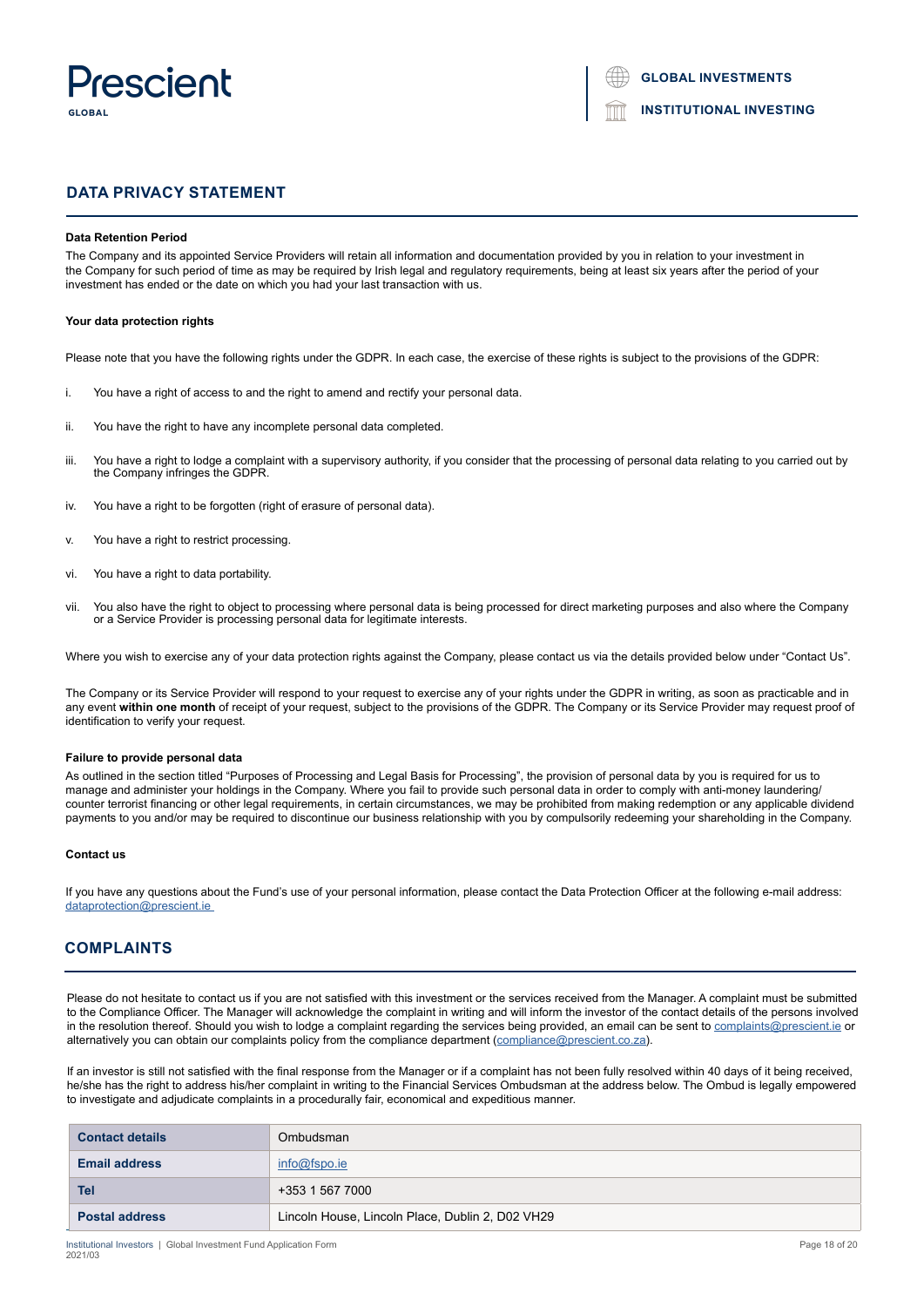## DATA PRIVACY STATEMENT

**Data Retention Period**

The Company and its appointed Service Providers will retain all information and documentation provided by you in relation to your investment in the Company for such period of time as may be required by Irish legal and regulatory requirements, being at least six years after the period of your investment has ended or the date on which you had your last transaction with us.

**Your data protection rights**

Please note that you have the following rights under the GDPR. In each case, the exercise of these rights is subject to the provisions of the GDPR:

i. You have a right of access to and the right to amend and rectify your personal data.

ii. You have the right to have any incomplete personal data completed.

iii. You have a right to lodge a complaint with a supervisory authority, if you consider that the processing of personal data relating to you carried out by the Company infringes the GDPR.

iv. You have a right to be forgotten (right of erasure of personal data).

v. You have a right to restrict processing.

vi. You have a right to data portability.

vii. You also have the right to object to processing where personal data is being processed for direct marketing purposes and also where the Company or a Service Provider is processing personal data for legitimate interests.

Where you wish to exercise any of your data protection rights against the Company, please contact us via the details provided below under "Contact Us".

The Company or its Service Provider will respond to your request to exercise any of your rights under the GDPR in writing, as soon as practicable and in any event **within one month** of receipt of your request, subject to the provisions of the GDPR. The Company or its Service Provider may request proof of identification to verify your request.

**Failure to provide personal data**

As outlined in the section titled "Purposes of Processing and Legal Basis for Processing", the provision of personal data by you is required for us to manage and administer your holdings in the Company. Where you fail to provide such personal data in order to comply with anti-money laundering/ counter terrorist financing or other legal requirements, in certain circumstances, we may be prohibited from making redemption or any applicable dividend payments to you and/or may be required to discontinue our business relationship with you by compulsorily redeeming your shareholding in the Company.

**Contact us**

If you have any questions about the Fund's use of your personal information, please contact the Data Protection Officer at the following e-mail address: dataprotection@prescient.ie

## COMPLAINTS

Please do not hesitate to contact us if you are not satisfied with this investment or the services received from the Manager. A complaint must be submitted to the Compliance Officer. The Manager will acknowledge the complaint in writing and will inform the investor of the contact details of the persons involved in the resolution thereof. Should you wish to lodge a complaint regarding the services being provided, an email can be sent to complaints@prescient.ie or alternatively you can obtain our complaints policy from the compliance department (compliance@prescient.co.za).

If an investor is still not satisfied with the final response from the Manager or if a complaint has not been fully resolved within 40 days of it being received, he/she has the right to address his/her complaint in writing to the Financial Services Ombudsman at the address below. The Ombud is legally empowered to investigate and adjudicate complaints in a procedurally fair, economical and expeditious manner.

| Contact details | Ombudsman |
|---|---|
| Email address | info@fspo.ie |
| Tel | +353 1 567 7000 |
| Postal address | Lincoln House, Lincoln Place, Dublin 2, D02 VH29 |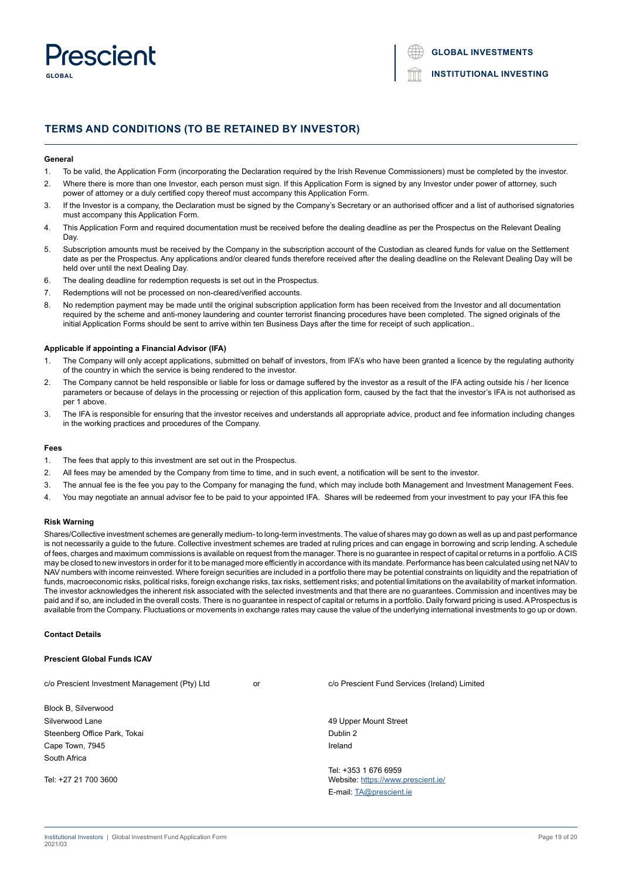## TERMS AND CONDITIONS (TO BE RETAINED BY INVESTOR)

**General**

1. To be valid, the Application Form (incorporating the Declaration required by the Irish Revenue Commissioners) must be completed by the investor.
2. Where there is more than one Investor, each person must sign. If this Application Form is signed by any Investor under power of attorney, such power of attorney or a duly certified copy thereof must accompany this Application Form.
3. If the Investor is a company, the Declaration must be signed by the Company's Secretary or an authorised officer and a list of authorised signatories must accompany this Application Form.
4. This Application Form and required documentation must be received before the dealing deadline as per the Prospectus on the Relevant Dealing Day.
5. Subscription amounts must be received by the Company in the subscription account of the Custodian as cleared funds for value on the Settlement date as per the Prospectus. Any applications and/or cleared funds therefore received after the dealing deadline on the Relevant Dealing Day will be held over until the next Dealing Day.
6. The dealing deadline for redemption requests is set out in the Prospectus.
7. Redemptions will not be processed on non-cleared/verified accounts.
8. No redemption payment may be made until the original subscription application form has been received from the Investor and all documentation required by the scheme and anti-money laundering and counter terrorist financing procedures have been completed. The signed originals of the initial Application Forms should be sent to arrive within ten Business Days after the time for receipt of such application..

**Applicable if appointing a Financial Advisor (IFA)**

1. The Company will only accept applications, submitted on behalf of investors, from IFA's who have been granted a licence by the regulating authority of the country in which the service is being rendered to the investor.
2. The Company cannot be held responsible or liable for loss or damage suffered by the investor as a result of the IFA acting outside his / her licence parameters or because of delays in the processing or rejection of this application form, caused by the fact that the investor's IFA is not authorised as per 1 above.
3. The IFA is responsible for ensuring that the investor receives and understands all appropriate advice, product and fee information including changes in the working practices and procedures of the Company.

**Fees**

1. The fees that apply to this investment are set out in the Prospectus.
2. All fees may be amended by the Company from time to time, and in such event, a notification will be sent to the investor.
3. The annual fee is the fee you pay to the Company for managing the fund, which may include both Management and Investment Management Fees.
4. You may negotiate an annual advisor fee to be paid to your appointed IFA. Shares will be redeemed from your investment to pay your IFA this fee

**Risk Warning**

Shares/Collective investment schemes are generally medium- to long-term investments. The value of shares may go down as well as up and past performance is not necessarily a guide to the future. Collective investment schemes are traded at ruling prices and can engage in borrowing and scrip lending. A schedule of fees, charges and maximum commissions is available on request from the manager. There is no guarantee in respect of capital or returns in a portfolio. A CIS may be closed to new investors in order for it to be managed more efficiently in accordance with its mandate. Performance has been calculated using net NAV to NAV numbers with income reinvested. Where foreign securities are included in a portfolio there may be potential constraints on liquidity and the repatriation of funds, macroeconomic risks, political risks, foreign exchange risks, tax risks, settlement risks; and potential limitations on the availability of market information. The investor acknowledges the inherent risk associated with the selected investments and that there are no guarantees. Commission and incentives may be paid and if so, are included in the overall costs. There is no guarantee in respect of capital or returns in a portfolio. Daily forward pricing is used. A Prospectus is available from the Company. Fluctuations or movements in exchange rates may cause the value of the underlying international investments to go up or down.

**Contact Details**

**Prescient Global Funds ICAV**

c/o Prescient Investment Management (Pty) Ltd

Block B, Silverwood
Silverwood Lane
Steenberg Office Park, Tokai
Cape Town, 7945
South Africa

Tel: +27 21 700 3600

or

c/o Prescient Fund Services (Ireland) Limited

49 Upper Mount Street
Dublin 2
Ireland

Tel: +353 1 676 6959
Website: https://www.prescient.ie/
E-mail: TA@prescient.ie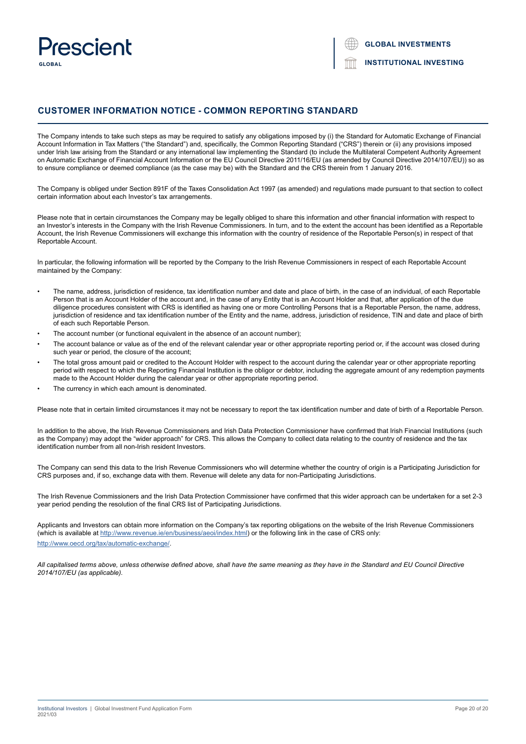## CUSTOMER INFORMATION NOTICE - COMMON REPORTING STANDARD

The Company intends to take such steps as may be required to satisfy any obligations imposed by (i) the Standard for Automatic Exchange of Financial Account Information in Tax Matters ("the Standard") and, specifically, the Common Reporting Standard ("CRS") therein or (ii) any provisions imposed under Irish law arising from the Standard or any international law implementing the Standard (to include the Multilateral Competent Authority Agreement on Automatic Exchange of Financial Account Information or the EU Council Directive 2011/16/EU (as amended by Council Directive 2014/107/EU)) so as to ensure compliance or deemed compliance (as the case may be) with the Standard and the CRS therein from 1 January 2016.

The Company is obliged under Section 891F of the Taxes Consolidation Act 1997 (as amended) and regulations made pursuant to that section to collect certain information about each Investor's tax arrangements.

Please note that in certain circumstances the Company may be legally obliged to share this information and other financial information with respect to an Investor's interests in the Company with the Irish Revenue Commissioners. In turn, and to the extent the account has been identified as a Reportable Account, the Irish Revenue Commissioners will exchange this information with the country of residence of the Reportable Person(s) in respect of that Reportable Account.

In particular, the following information will be reported by the Company to the Irish Revenue Commissioners in respect of each Reportable Account maintained by the Company:

- The name, address, jurisdiction of residence, tax identification number and date and place of birth, in the case of an individual, of each Reportable Person that is an Account Holder of the account and, in the case of any Entity that is an Account Holder and that, after application of the due diligence procedures consistent with CRS is identified as having one or more Controlling Persons that is a Reportable Person, the name, address, jurisdiction of residence and tax identification number of the Entity and the name, address, jurisdiction of residence, TIN and date and place of birth of each such Reportable Person.
- The account number (or functional equivalent in the absence of an account number);
- The account balance or value as of the end of the relevant calendar year or other appropriate reporting period or, if the account was closed during such year or period, the closure of the account;
- The total gross amount paid or credited to the Account Holder with respect to the account during the calendar year or other appropriate reporting period with respect to which the Reporting Financial Institution is the obligor or debtor, including the aggregate amount of any redemption payments made to the Account Holder during the calendar year or other appropriate reporting period.
- The currency in which each amount is denominated.

Please note that in certain limited circumstances it may not be necessary to report the tax identification number and date of birth of a Reportable Person.

In addition to the above, the Irish Revenue Commissioners and Irish Data Protection Commissioner have confirmed that Irish Financial Institutions (such as the Company) may adopt the "wider approach" for CRS. This allows the Company to collect data relating to the country of residence and the tax identification number from all non-Irish resident Investors.

The Company can send this data to the Irish Revenue Commissioners who will determine whether the country of origin is a Participating Jurisdiction for CRS purposes and, if so, exchange data with them. Revenue will delete any data for non-Participating Jurisdictions.

The Irish Revenue Commissioners and the Irish Data Protection Commissioner have confirmed that this wider approach can be undertaken for a set 2-3 year period pending the resolution of the final CRS list of Participating Jurisdictions.

Applicants and Investors can obtain more information on the Company's tax reporting obligations on the website of the Irish Revenue Commissioners (which is available at http://www.revenue.ie/en/business/aeoi/index.html) or the following link in the case of CRS only: http://www.oecd.org/tax/automatic-exchange/.

*All capitalised terms above, unless otherwise defined above, shall have the same meaning as they have in the Standard and EU Council Directive 2014/107/EU (as applicable).*